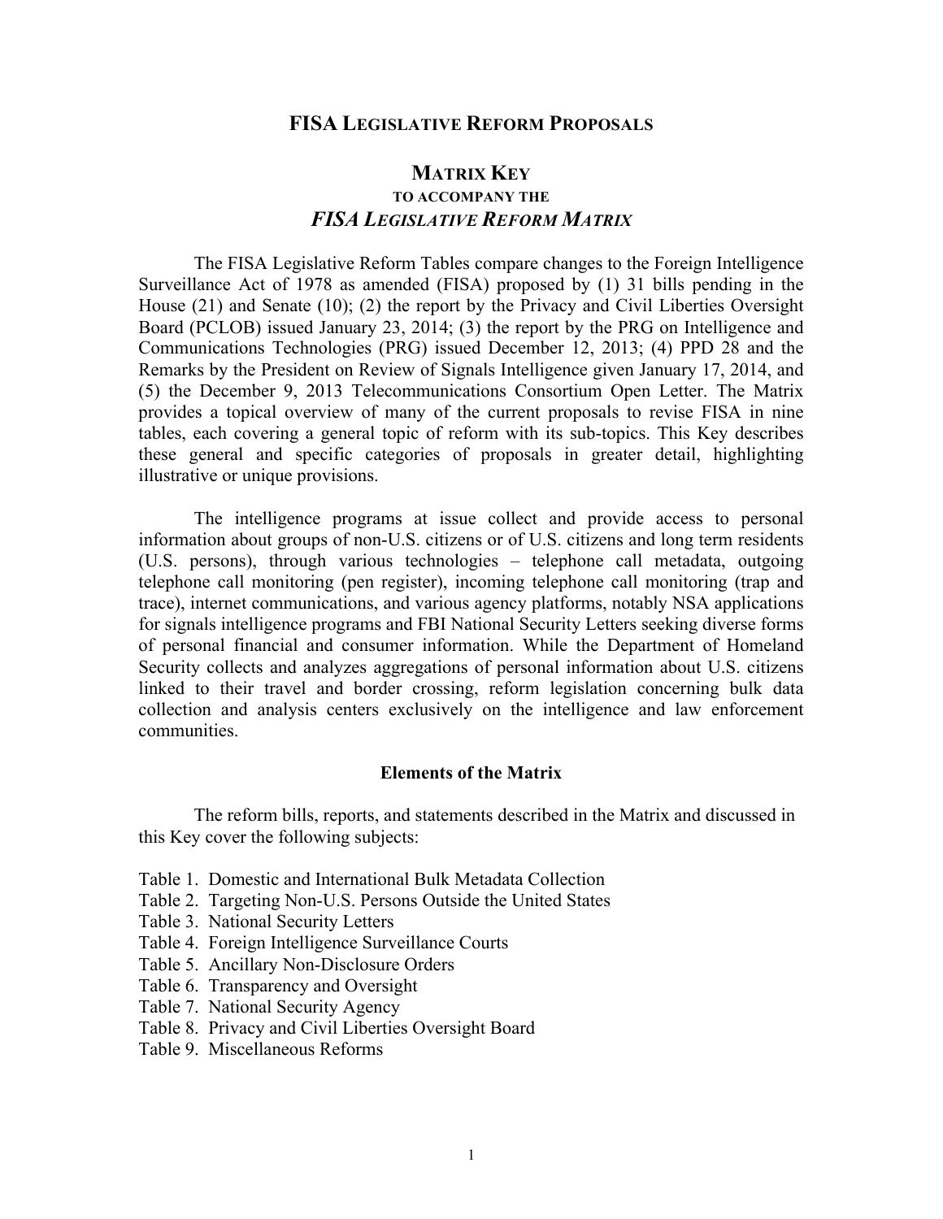# FISA LEGISLATIVE REFORM PROPOSALS

## MATRIX KEY

### TO ACCOMPANY THE

## *FISA LEGISLATIVE REFORM MATRIX*

The FISA Legislative Reform Tables compare changes to the Foreign Intelligence Surveillance Act of 1978 as amended (FISA) proposed by (1) 31 bills pending in the House (21) and Senate (10); (2) the report by the Privacy and Civil Liberties Oversight Board (PCLOB) issued January 23, 2014; (3) the report by the PRG on Intelligence and Communications Technologies (PRG) issued December 12, 2013; (4) PPD 28 and the Remarks by the President on Review of Signals Intelligence given January 17, 2014, and (5) the December 9, 2013 Telecommunications Consortium Open Letter. The Matrix provides a topical overview of many of the current proposals to revise FISA in nine tables, each covering a general topic of reform with its sub-topics. This Key describes these general and specific categories of proposals in greater detail, highlighting illustrative or unique provisions.

The intelligence programs at issue collect and provide access to personal information about groups of non-U.S. citizens or of U.S. citizens and long term residents (U.S. persons), through various technologies – telephone call metadata, outgoing telephone call monitoring (pen register), incoming telephone call monitoring (trap and trace), internet communications, and various agency platforms, notably NSA applications for signals intelligence programs and FBI National Security Letters seeking diverse forms of personal financial and consumer information. While the Department of Homeland Security collects and analyzes aggregations of personal information about U.S. citizens linked to their travel and border crossing, reform legislation concerning bulk data collection and analysis centers exclusively on the intelligence and law enforcement communities.

### Elements of the Matrix

The reform bills, reports, and statements described in the Matrix and discussed in this Key cover the following subjects:

- Table 1. Domestic and International Bulk Metadata Collection
- Table 2. Targeting Non-U.S. Persons Outside the United States
- Table 3. National Security Letters
- Table 4. Foreign Intelligence Surveillance Courts
- Table 5. Ancillary Non-Disclosure Orders
- Table 6. Transparency and Oversight
- Table 7. National Security Agency
- Table 8. Privacy and Civil Liberties Oversight Board
- Table 9. Miscellaneous Reforms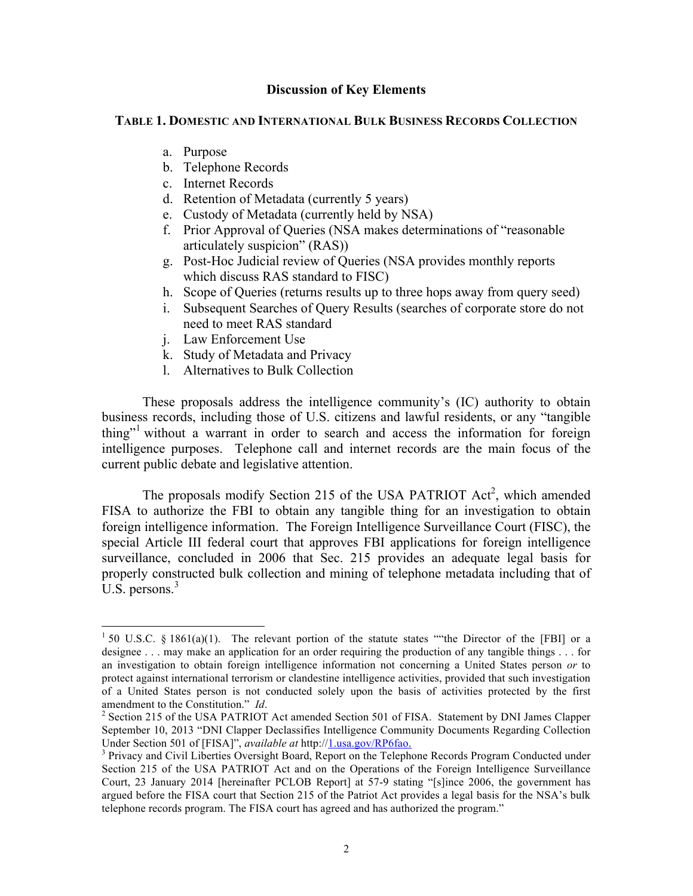## Discussion of Key Elements

### TABLE 1. DOMESTIC AND INTERNATIONAL BULK BUSINESS RECORDS COLLECTION

a. Purpose
b. Telephone Records
c. Internet Records
d. Retention of Metadata (currently 5 years)
e. Custody of Metadata (currently held by NSA)
f. Prior Approval of Queries (NSA makes determinations of "reasonable articulately suspicion" (RAS))
g. Post-Hoc Judicial review of Queries (NSA provides monthly reports which discuss RAS standard to FISC)
h. Scope of Queries (returns results up to three hops away from query seed)
i. Subsequent Searches of Query Results (searches of corporate store do not need to meet RAS standard
j. Law Enforcement Use
k. Study of Metadata and Privacy
l. Alternatives to Bulk Collection

These proposals address the intelligence community's (IC) authority to obtain business records, including those of U.S. citizens and lawful residents, or any "tangible thing"[1] without a warrant in order to search and access the information for foreign intelligence purposes. Telephone call and internet records are the main focus of the current public debate and legislative attention.

The proposals modify Section 215 of the USA PATRIOT Act[2], which amended FISA to authorize the FBI to obtain any tangible thing for an investigation to obtain foreign intelligence information. The Foreign Intelligence Surveillance Court (FISC), the special Article III federal court that approves FBI applications for foreign intelligence surveillance, concluded in 2006 that Sec. 215 provides an adequate legal basis for properly constructed bulk collection and mining of telephone metadata including that of U.S. persons.[3]

---

[1] 50 U.S.C. § 1861(a)(1). The relevant portion of the statute states ""the Director of the [FBI] or a designee . . . may make an application for an order requiring the production of any tangible things . . . for an investigation to obtain foreign intelligence information not concerning a United States person *or* to protect against international terrorism or clandestine intelligence activities, provided that such investigation of a United States person is not conducted solely upon the basis of activities protected by the first amendment to the Constitution." *Id*.

[2] Section 215 of the USA PATRIOT Act amended Section 501 of FISA. Statement by DNI James Clapper September 10, 2013 "DNI Clapper Declassifies Intelligence Community Documents Regarding Collection Under Section 501 of [FISA]", *available at* http://1.usa.gov/RP6fao.

[3] Privacy and Civil Liberties Oversight Board, Report on the Telephone Records Program Conducted under Section 215 of the USA PATRIOT Act and on the Operations of the Foreign Intelligence Surveillance Court, 23 January 2014 [hereinafter PCLOB Report] at 57-9 stating "[s]ince 2006, the government has argued before the FISA court that Section 215 of the Patriot Act provides a legal basis for the NSA's bulk telephone records program. The FISA court has agreed and has authorized the program."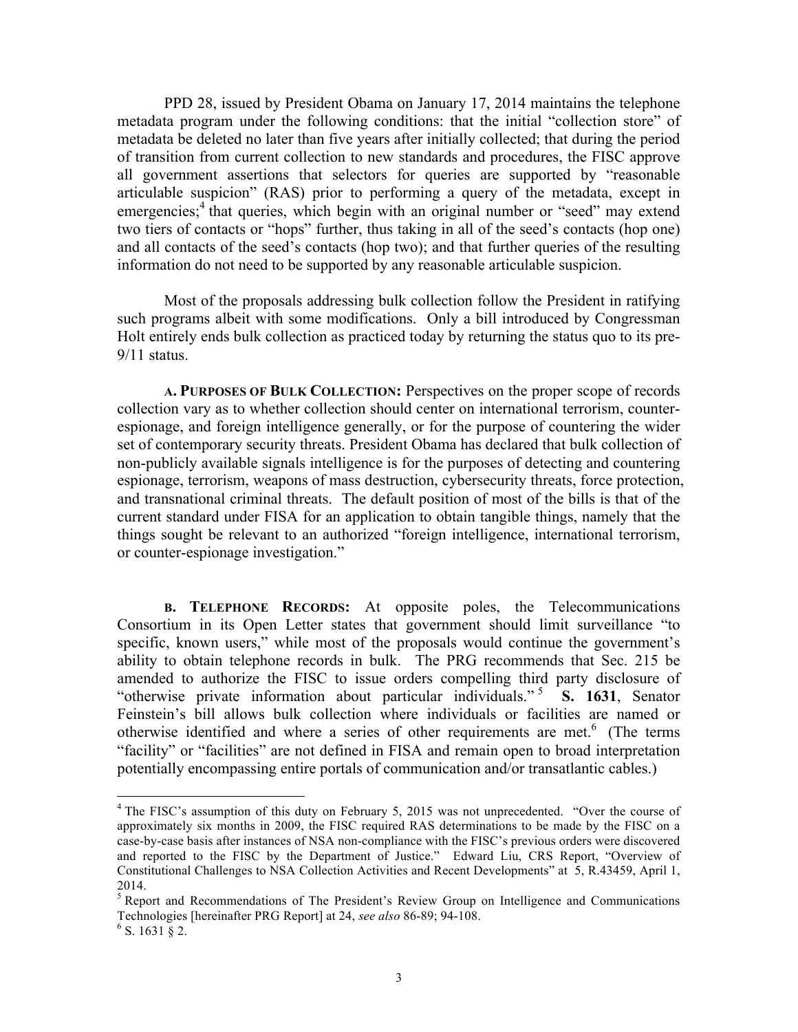PPD 28, issued by President Obama on January 17, 2014 maintains the telephone metadata program under the following conditions: that the initial "collection store" of metadata be deleted no later than five years after initially collected; that during the period of transition from current collection to new standards and procedures, the FISC approve all government assertions that selectors for queries are supported by "reasonable articulable suspicion" (RAS) prior to performing a query of the metadata, except in emergencies;[4] that queries, which begin with an original number or "seed" may extend two tiers of contacts or "hops" further, thus taking in all of the seed's contacts (hop one) and all contacts of the seed's contacts (hop two); and that further queries of the resulting information do not need to be supported by any reasonable articulable suspicion.

Most of the proposals addressing bulk collection follow the President in ratifying such programs albeit with some modifications. Only a bill introduced by Congressman Holt entirely ends bulk collection as practiced today by returning the status quo to its pre-9/11 status.

**A. PURPOSES OF BULK COLLECTION:** Perspectives on the proper scope of records collection vary as to whether collection should center on international terrorism, counter-espionage, and foreign intelligence generally, or for the purpose of countering the wider set of contemporary security threats. President Obama has declared that bulk collection of non-publicly available signals intelligence is for the purposes of detecting and countering espionage, terrorism, weapons of mass destruction, cybersecurity threats, force protection, and transnational criminal threats. The default position of most of the bills is that of the current standard under FISA for an application to obtain tangible things, namely that the things sought be relevant to an authorized "foreign intelligence, international terrorism, or counter-espionage investigation."

**B. TELEPHONE RECORDS:** At opposite poles, the Telecommunications Consortium in its Open Letter states that government should limit surveillance "to specific, known users," while most of the proposals would continue the government's ability to obtain telephone records in bulk. The PRG recommends that Sec. 215 be amended to authorize the FISC to issue orders compelling third party disclosure of "otherwise private information about particular individuals."[5] **S. 1631**, Senator Feinstein's bill allows bulk collection where individuals or facilities are named or otherwise identified and where a series of other requirements are met.[6] (The terms "facility" or "facilities" are not defined in FISA and remain open to broad interpretation potentially encompassing entire portals of communication and/or transatlantic cables.)

---

[4] The FISC's assumption of this duty on February 5, 2015 was not unprecedented. "Over the course of approximately six months in 2009, the FISC required RAS determinations to be made by the FISC on a case-by-case basis after instances of NSA non-compliance with the FISC's previous orders were discovered and reported to the FISC by the Department of Justice." Edward Liu, CRS Report, "Overview of Constitutional Challenges to NSA Collection Activities and Recent Developments" at 5, R.43459, April 1, 2014.

[5] Report and Recommendations of The President's Review Group on Intelligence and Communications Technologies [hereinafter PRG Report] at 24, *see also* 86-89; 94-108.

[6] S. 1631 § 2.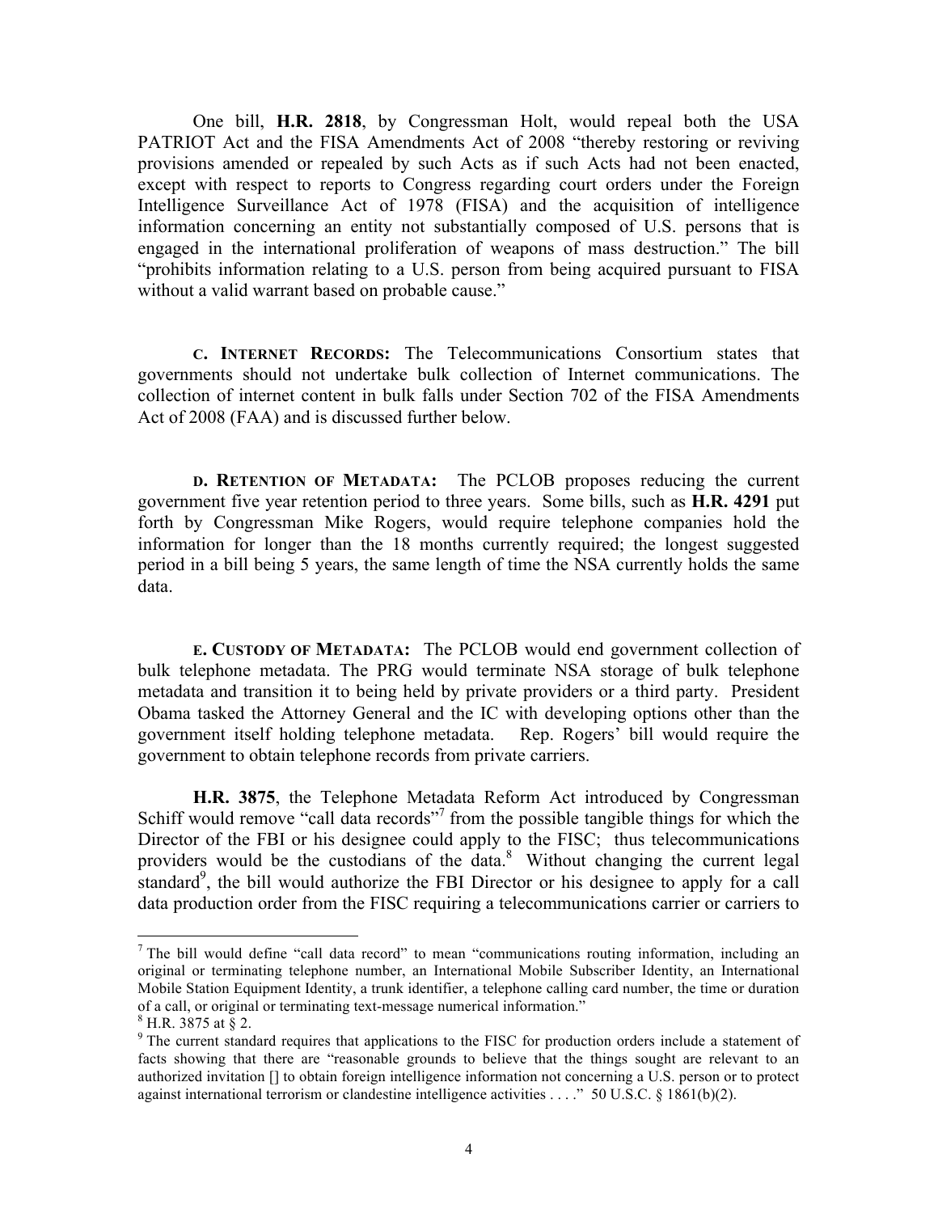One bill, **H.R. 2818**, by Congressman Holt, would repeal both the USA PATRIOT Act and the FISA Amendments Act of 2008 "thereby restoring or reviving provisions amended or repealed by such Acts as if such Acts had not been enacted, except with respect to reports to Congress regarding court orders under the Foreign Intelligence Surveillance Act of 1978 (FISA) and the acquisition of intelligence information concerning an entity not substantially composed of U.S. persons that is engaged in the international proliferation of weapons of mass destruction." The bill "prohibits information relating to a U.S. person from being acquired pursuant to FISA without a valid warrant based on probable cause."

**C. INTERNET RECORDS:** The Telecommunications Consortium states that governments should not undertake bulk collection of Internet communications. The collection of internet content in bulk falls under Section 702 of the FISA Amendments Act of 2008 (FAA) and is discussed further below.

**D. RETENTION OF METADATA:** The PCLOB proposes reducing the current government five year retention period to three years. Some bills, such as **H.R. 4291** put forth by Congressman Mike Rogers, would require telephone companies hold the information for longer than the 18 months currently required; the longest suggested period in a bill being 5 years, the same length of time the NSA currently holds the same data.

**E. CUSTODY OF METADATA:** The PCLOB would end government collection of bulk telephone metadata. The PRG would terminate NSA storage of bulk telephone metadata and transition it to being held by private providers or a third party. President Obama tasked the Attorney General and the IC with developing options other than the government itself holding telephone metadata. Rep. Rogers' bill would require the government to obtain telephone records from private carriers.

**H.R. 3875**, the Telephone Metadata Reform Act introduced by Congressman Schiff would remove "call data records"[7] from the possible tangible things for which the Director of the FBI or his designee could apply to the FISC; thus telecommunications providers would be the custodians of the data.[8] Without changing the current legal standard[9], the bill would authorize the FBI Director or his designee to apply for a call data production order from the FISC requiring a telecommunications carrier or carriers to

---

[7] The bill would define "call data record" to mean "communications routing information, including an original or terminating telephone number, an International Mobile Subscriber Identity, an International Mobile Station Equipment Identity, a trunk identifier, a telephone calling card number, the time or duration of a call, or original or terminating text-message numerical information."

[8] H.R. 3875 at § 2.

[9] The current standard requires that applications to the FISC for production orders include a statement of facts showing that there are "reasonable grounds to believe that the things sought are relevant to an authorized invitation [] to obtain foreign intelligence information not concerning a U.S. person or to protect against international terrorism or clandestine intelligence activities . . . ." 50 U.S.C. § 1861(b)(2).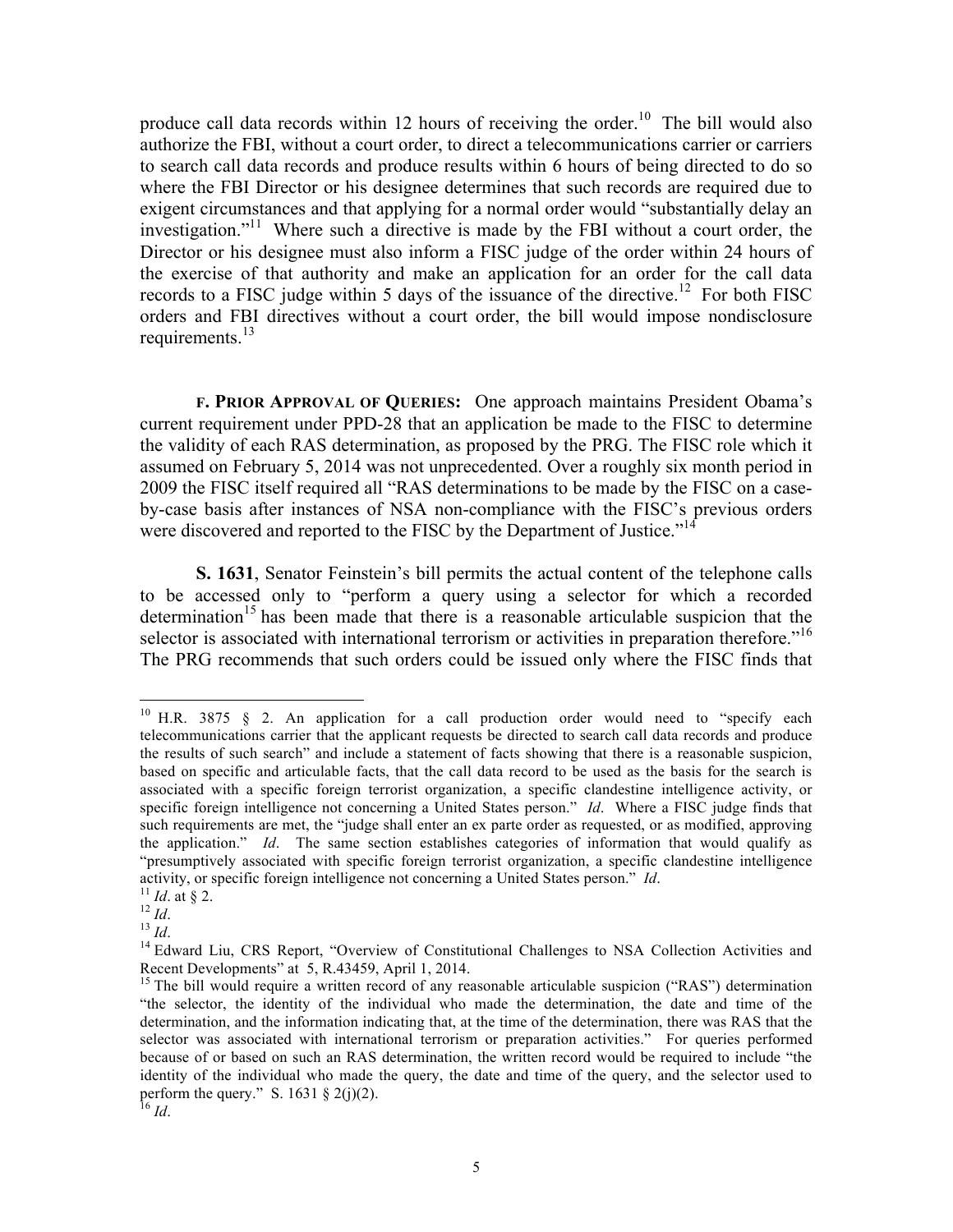produce call data records within 12 hours of receiving the order.[10] The bill would also authorize the FBI, without a court order, to direct a telecommunications carrier or carriers to search call data records and produce results within 6 hours of being directed to do so where the FBI Director or his designee determines that such records are required due to exigent circumstances and that applying for a normal order would "substantially delay an investigation."[11] Where such a directive is made by the FBI without a court order, the Director or his designee must also inform a FISC judge of the order within 24 hours of the exercise of that authority and make an application for an order for the call data records to a FISC judge within 5 days of the issuance of the directive.[12] For both FISC orders and FBI directives without a court order, the bill would impose nondisclosure requirements.[13]

**F. PRIOR APPROVAL OF QUERIES:** One approach maintains President Obama's current requirement under PPD-28 that an application be made to the FISC to determine the validity of each RAS determination, as proposed by the PRG. The FISC role which it assumed on February 5, 2014 was not unprecedented. Over a roughly six month period in 2009 the FISC itself required all "RAS determinations to be made by the FISC on a case-by-case basis after instances of NSA non-compliance with the FISC's previous orders were discovered and reported to the FISC by the Department of Justice."[14]

**S. 1631**, Senator Feinstein's bill permits the actual content of the telephone calls to be accessed only to "perform a query using a selector for which a recorded determination[15] has been made that there is a reasonable articulable suspicion that the selector is associated with international terrorism or activities in preparation therefore."[16] The PRG recommends that such orders could be issued only where the FISC finds that

---

[10] H.R. 3875 § 2. An application for a call production order would need to "specify each telecommunications carrier that the applicant requests be directed to search call data records and produce the results of such search" and include a statement of facts showing that there is a reasonable suspicion, based on specific and articulable facts, that the call data record to be used as the basis for the search is associated with a specific foreign terrorist organization, a specific clandestine intelligence activity, or specific foreign intelligence not concerning a United States person." *Id*. Where a FISC judge finds that such requirements are met, the "judge shall enter an ex parte order as requested, or as modified, approving the application." *Id*. The same section establishes categories of information that would qualify as "presumptively associated with specific foreign terrorist organization, a specific clandestine intelligence activity, or specific foreign intelligence not concerning a United States person." *Id*.

[11] *Id*. at § 2.

[12] *Id*.

[13] *Id*.

[14] Edward Liu, CRS Report, "Overview of Constitutional Challenges to NSA Collection Activities and Recent Developments" at 5, R.43459, April 1, 2014.

[15] The bill would require a written record of any reasonable articulable suspicion ("RAS") determination "the selector, the identity of the individual who made the determination, the date and time of the determination, and the information indicating that, at the time of the determination, there was RAS that the selector was associated with international terrorism or preparation activities." For queries performed because of or based on such an RAS determination, the written record would be required to include "the identity of the individual who made the query, the date and time of the query, and the selector used to perform the query." S. 1631 § 2(j)(2).

[16] *Id*.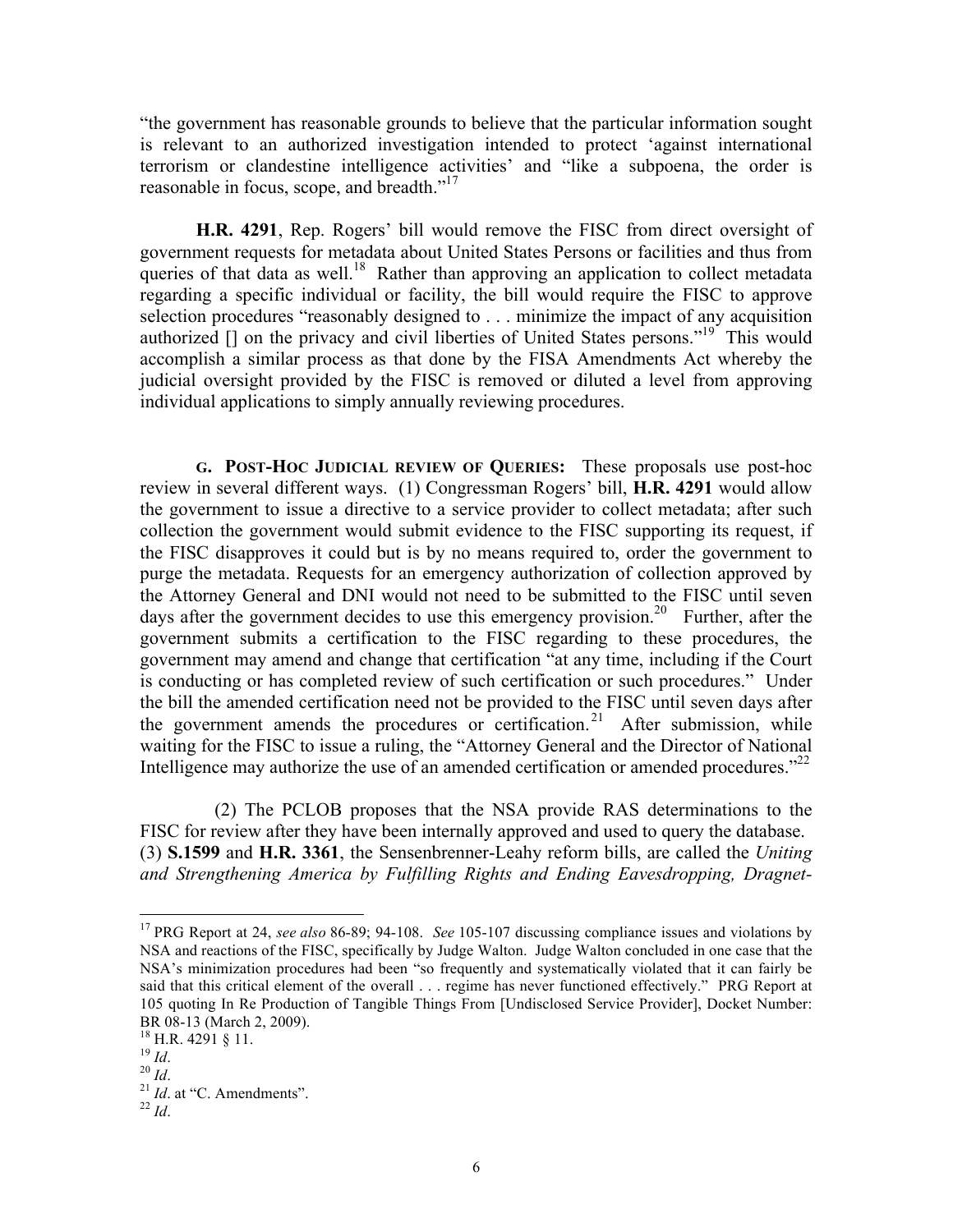"the government has reasonable grounds to believe that the particular information sought is relevant to an authorized investigation intended to protect 'against international terrorism or clandestine intelligence activities' and "like a subpoena, the order is reasonable in focus, scope, and breadth."[17]

**H.R. 4291**, Rep. Rogers' bill would remove the FISC from direct oversight of government requests for metadata about United States Persons or facilities and thus from queries of that data as well.[18] Rather than approving an application to collect metadata regarding a specific individual or facility, the bill would require the FISC to approve selection procedures "reasonably designed to . . . minimize the impact of any acquisition authorized [] on the privacy and civil liberties of United States persons."[19] This would accomplish a similar process as that done by the FISA Amendments Act whereby the judicial oversight provided by the FISC is removed or diluted a level from approving individual applications to simply annually reviewing procedures.

**G. POST-HOC JUDICIAL REVIEW OF QUERIES:** These proposals use post-hoc review in several different ways. (1) Congressman Rogers' bill, **H.R. 4291** would allow the government to issue a directive to a service provider to collect metadata; after such collection the government would submit evidence to the FISC supporting its request, if the FISC disapproves it could but is by no means required to, order the government to purge the metadata. Requests for an emergency authorization of collection approved by the Attorney General and DNI would not need to be submitted to the FISC until seven days after the government decides to use this emergency provision.[20] Further, after the government submits a certification to the FISC regarding to these procedures, the government may amend and change that certification "at any time, including if the Court is conducting or has completed review of such certification or such procedures." Under the bill the amended certification need not be provided to the FISC until seven days after the government amends the procedures or certification.[21] After submission, while waiting for the FISC to issue a ruling, the "Attorney General and the Director of National Intelligence may authorize the use of an amended certification or amended procedures."[22]

(2) The PCLOB proposes that the NSA provide RAS determinations to the FISC for review after they have been internally approved and used to query the database. (3) **S.1599** and **H.R. 3361**, the Sensenbrenner-Leahy reform bills, are called the *Uniting and Strengthening America by Fulfilling Rights and Ending Eavesdropping, Dragnet-*

---

[17] PRG Report at 24, *see also* 86-89; 94-108. *See* 105-107 discussing compliance issues and violations by NSA and reactions of the FISC, specifically by Judge Walton. Judge Walton concluded in one case that the NSA's minimization procedures had been "so frequently and systematically violated that it can fairly be said that this critical element of the overall . . . regime has never functioned effectively." PRG Report at 105 quoting In Re Production of Tangible Things From [Undisclosed Service Provider], Docket Number: BR 08-13 (March 2, 2009).

[18] H.R. 4291 § 11.

[19] *Id*.

[20] *Id*.

[21] *Id*. at "C. Amendments".

[22] *Id*.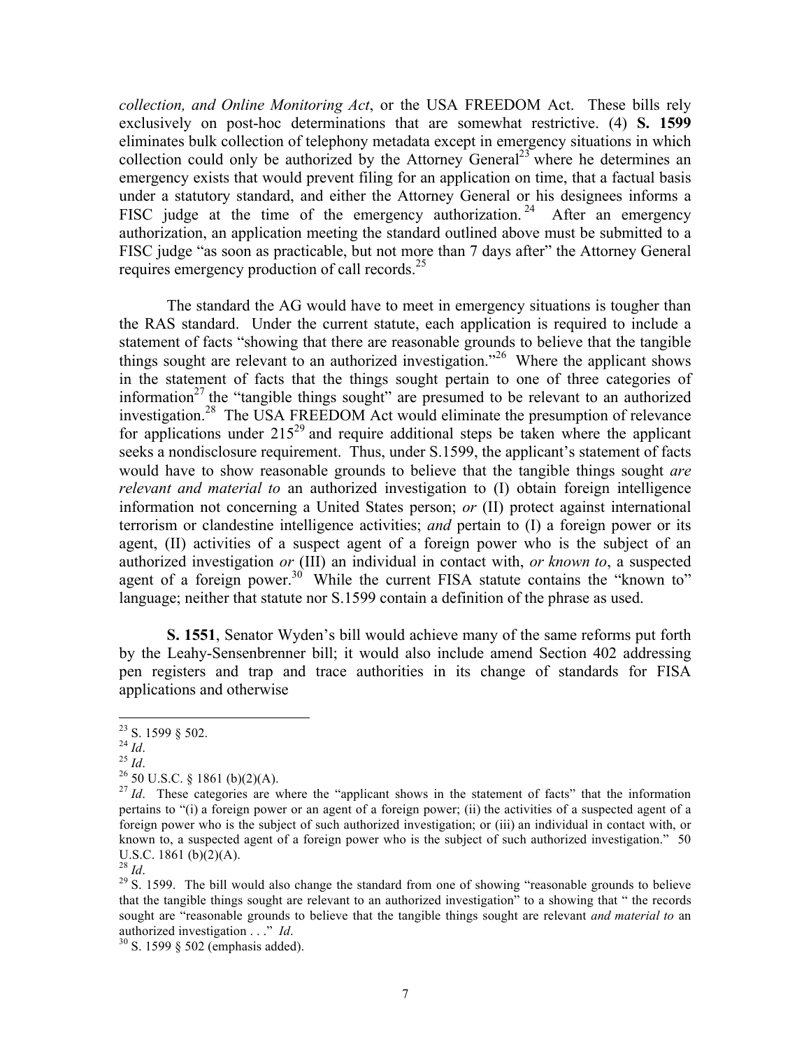*collection, and Online Monitoring Act*, or the USA FREEDOM Act. These bills rely exclusively on post-hoc determinations that are somewhat restrictive. (4) **S. 1599** eliminates bulk collection of telephony metadata except in emergency situations in which collection could only be authorized by the Attorney General[23] where he determines an emergency exists that would prevent filing for an application on time, that a factual basis under a statutory standard, and either the Attorney General or his designees informs a FISC judge at the time of the emergency authorization.[24] After an emergency authorization, an application meeting the standard outlined above must be submitted to a FISC judge "as soon as practicable, but not more than 7 days after" the Attorney General requires emergency production of call records.[25]

The standard the AG would have to meet in emergency situations is tougher than the RAS standard. Under the current statute, each application is required to include a statement of facts "showing that there are reasonable grounds to believe that the tangible things sought are relevant to an authorized investigation."[26] Where the applicant shows in the statement of facts that the things sought pertain to one of three categories of information[27] the "tangible things sought" are presumed to be relevant to an authorized investigation.[28] The USA FREEDOM Act would eliminate the presumption of relevance for applications under 215[29] and require additional steps be taken where the applicant seeks a nondisclosure requirement. Thus, under S.1599, the applicant's statement of facts would have to show reasonable grounds to believe that the tangible things sought *are relevant and material to* an authorized investigation to (I) obtain foreign intelligence information not concerning a United States person; *or* (II) protect against international terrorism or clandestine intelligence activities; *and* pertain to (I) a foreign power or its agent, (II) activities of a suspect agent of a foreign power who is the subject of an authorized investigation *or* (III) an individual in contact with, *or known to*, a suspected agent of a foreign power.[30] While the current FISA statute contains the "known to" language; neither that statute nor S.1599 contain a definition of the phrase as used.

**S. 1551**, Senator Wyden's bill would achieve many of the same reforms put forth by the Leahy-Sensenbrenner bill; it would also include amend Section 402 addressing pen registers and trap and trace authorities in its change of standards for FISA applications and otherwise

---

[23] S. 1599 § 502.

[24] *Id*.

[25] *Id*.

[26] 50 U.S.C. § 1861 (b)(2)(A).

[27] *Id*. These categories are where the "applicant shows in the statement of facts" that the information pertains to "(i) a foreign power or an agent of a foreign power; (ii) the activities of a suspected agent of a foreign power who is the subject of such authorized investigation; or (iii) an individual in contact with, or known to, a suspected agent of a foreign power who is the subject of such authorized investigation." 50 U.S.C. 1861 (b)(2)(A).

[28] *Id*.

[29] S. 1599. The bill would also change the standard from one of showing "reasonable grounds to believe that the tangible things sought are relevant to an authorized investigation" to a showing that " the records sought are "reasonable grounds to believe that the tangible things sought are relevant *and material to* an authorized investigation . . ." *Id*.

[30] S. 1599 § 502 (emphasis added).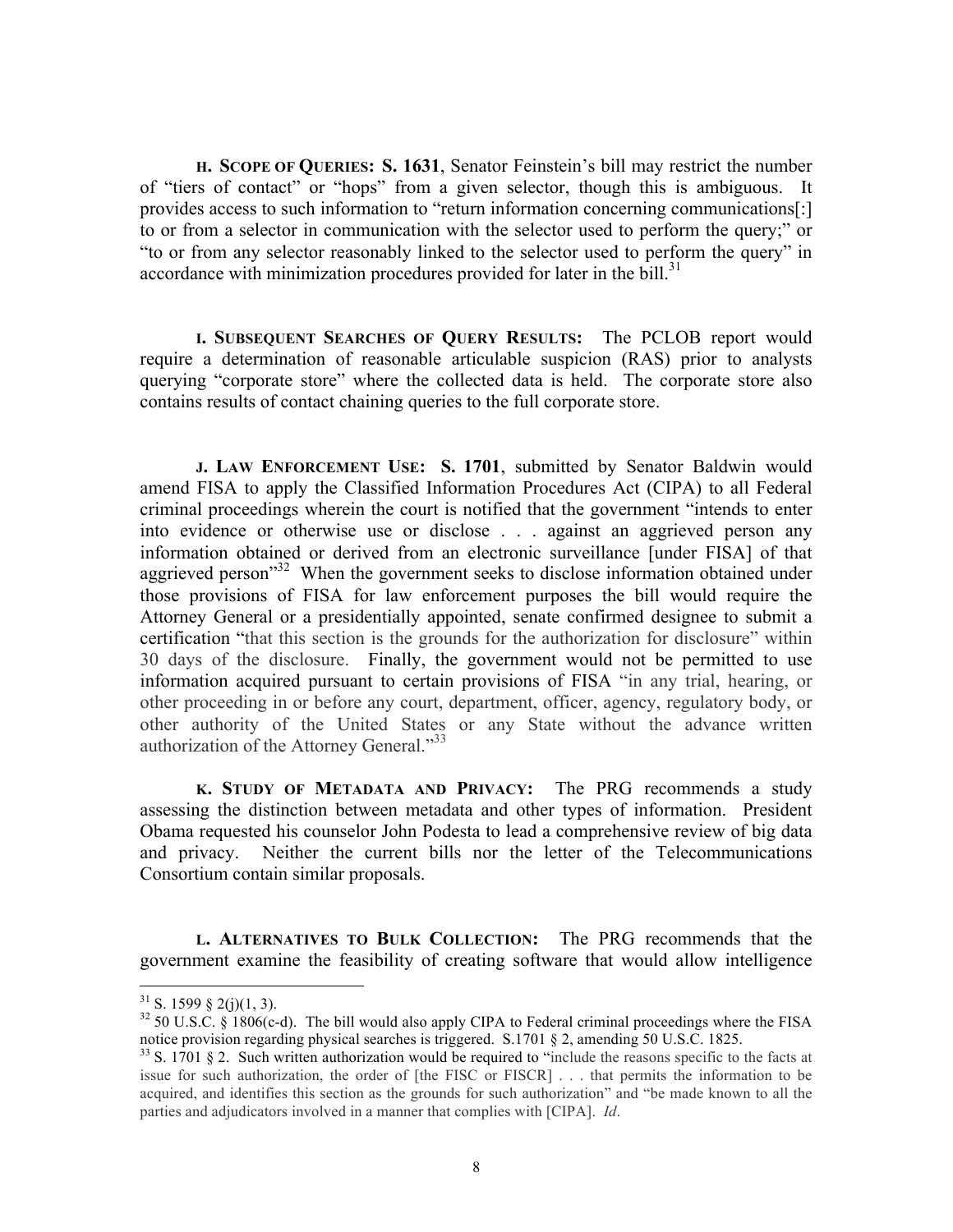**H. SCOPE OF QUERIES: S. 1631**, Senator Feinstein's bill may restrict the number of "tiers of contact" or "hops" from a given selector, though this is ambiguous. It provides access to such information to "return information concerning communications[:] to or from a selector in communication with the selector used to perform the query;" or "to or from any selector reasonably linked to the selector used to perform the query" in accordance with minimization procedures provided for later in the bill.[31]

**I. SUBSEQUENT SEARCHES OF QUERY RESULTS:** The PCLOB report would require a determination of reasonable articulable suspicion (RAS) prior to analysts querying "corporate store" where the collected data is held. The corporate store also contains results of contact chaining queries to the full corporate store.

**J. LAW ENFORCEMENT USE: S. 1701**, submitted by Senator Baldwin would amend FISA to apply the Classified Information Procedures Act (CIPA) to all Federal criminal proceedings wherein the court is notified that the government "intends to enter into evidence or otherwise use or disclose . . . against an aggrieved person any information obtained or derived from an electronic surveillance [under FISA] of that aggrieved person"[32] When the government seeks to disclose information obtained under those provisions of FISA for law enforcement purposes the bill would require the Attorney General or a presidentially appointed, senate confirmed designee to submit a certification "that this section is the grounds for the authorization for disclosure" within 30 days of the disclosure. Finally, the government would not be permitted to use information acquired pursuant to certain provisions of FISA "in any trial, hearing, or other proceeding in or before any court, department, officer, agency, regulatory body, or other authority of the United States or any State without the advance written authorization of the Attorney General."[33]

**K. STUDY OF METADATA AND PRIVACY:** The PRG recommends a study assessing the distinction between metadata and other types of information. President Obama requested his counselor John Podesta to lead a comprehensive review of big data and privacy. Neither the current bills nor the letter of the Telecommunications Consortium contain similar proposals.

**L. ALTERNATIVES TO BULK COLLECTION:** The PRG recommends that the government examine the feasibility of creating software that would allow intelligence

---

[31] S. 1599 § 2(j)(1, 3).

[32] 50 U.S.C. § 1806(c-d). The bill would also apply CIPA to Federal criminal proceedings where the FISA notice provision regarding physical searches is triggered. S.1701 § 2, amending 50 U.S.C. 1825.

[33] S. 1701 § 2. Such written authorization would be required to "include the reasons specific to the facts at issue for such authorization, the order of [the FISC or FISCR] . . . that permits the information to be acquired, and identifies this section as the grounds for such authorization" and "be made known to all the parties and adjudicators involved in a manner that complies with [CIPA]. *Id*.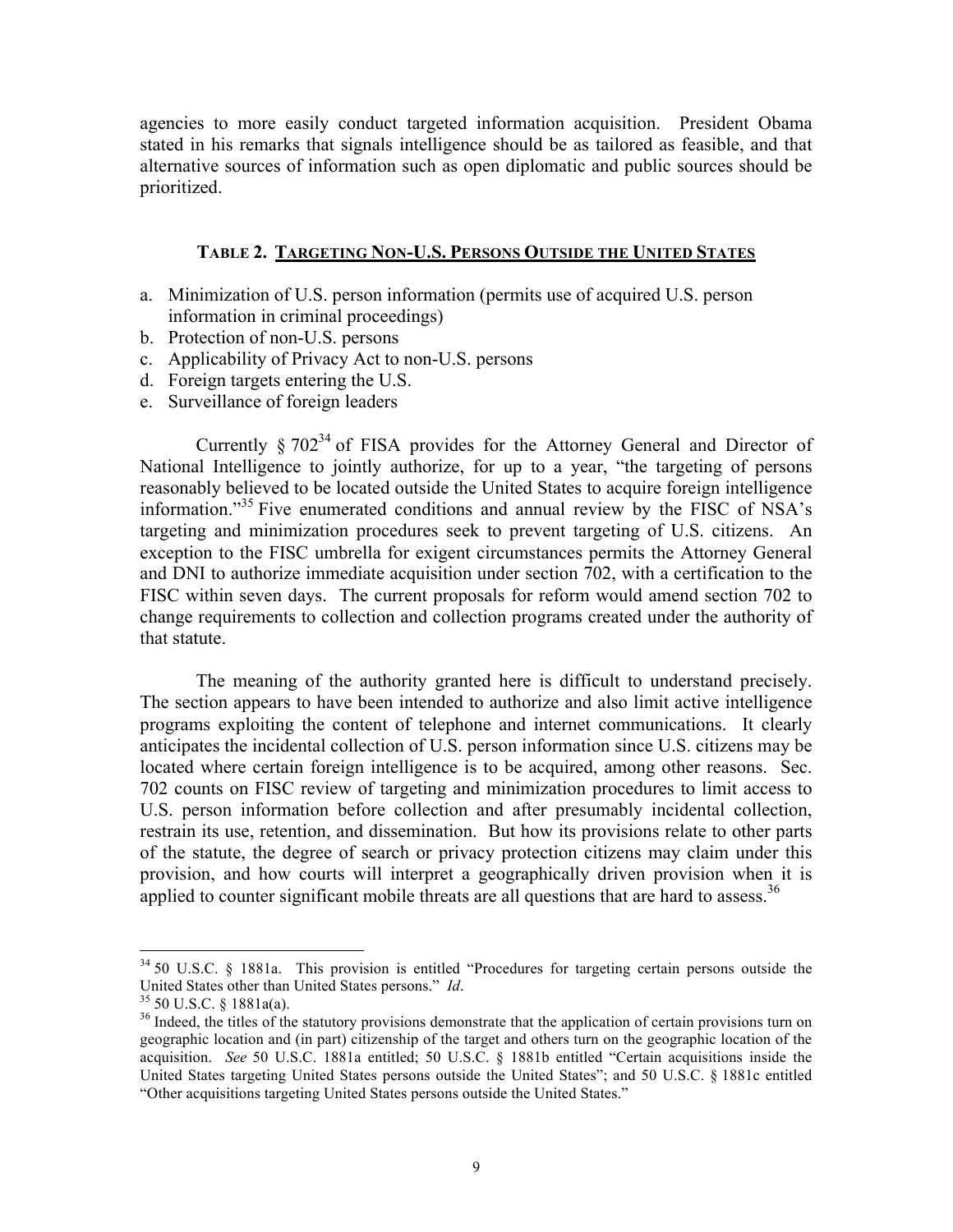agencies to more easily conduct targeted information acquisition. President Obama stated in his remarks that signals intelligence should be as tailored as feasible, and that alternative sources of information such as open diplomatic and public sources should be prioritized.

### TABLE 2. TARGETING NON-U.S. PERSONS OUTSIDE THE UNITED STATES

a. Minimization of U.S. person information (permits use of acquired U.S. person information in criminal proceedings)
b. Protection of non-U.S. persons
c. Applicability of Privacy Act to non-U.S. persons
d. Foreign targets entering the U.S.
e. Surveillance of foreign leaders

Currently § 702[34] of FISA provides for the Attorney General and Director of National Intelligence to jointly authorize, for up to a year, "the targeting of persons reasonably believed to be located outside the United States to acquire foreign intelligence information."[35] Five enumerated conditions and annual review by the FISC of NSA's targeting and minimization procedures seek to prevent targeting of U.S. citizens. An exception to the FISC umbrella for exigent circumstances permits the Attorney General and DNI to authorize immediate acquisition under section 702, with a certification to the FISC within seven days. The current proposals for reform would amend section 702 to change requirements to collection and collection programs created under the authority of that statute.

The meaning of the authority granted here is difficult to understand precisely. The section appears to have been intended to authorize and also limit active intelligence programs exploiting the content of telephone and internet communications. It clearly anticipates the incidental collection of U.S. person information since U.S. citizens may be located where certain foreign intelligence is to be acquired, among other reasons. Sec. 702 counts on FISC review of targeting and minimization procedures to limit access to U.S. person information before collection and after presumably incidental collection, restrain its use, retention, and dissemination. But how its provisions relate to other parts of the statute, the degree of search or privacy protection citizens may claim under this provision, and how courts will interpret a geographically driven provision when it is applied to counter significant mobile threats are all questions that are hard to assess.[36]

---

[34] 50 U.S.C. § 1881a. This provision is entitled "Procedures for targeting certain persons outside the United States other than United States persons." *Id*.

[35] 50 U.S.C. § 1881a(a).

[36] Indeed, the titles of the statutory provisions demonstrate that the application of certain provisions turn on geographic location and (in part) citizenship of the target and others turn on the geographic location of the acquisition. *See* 50 U.S.C. 1881a entitled; 50 U.S.C. § 1881b entitled "Certain acquisitions inside the United States targeting United States persons outside the United States"; and 50 U.S.C. § 1881c entitled "Other acquisitions targeting United States persons outside the United States."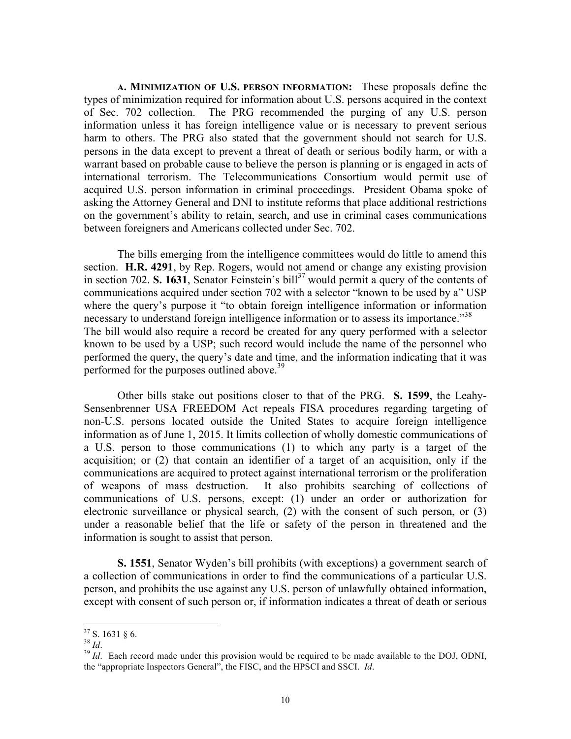**a. Minimization of U.S. person information:** These proposals define the types of minimization required for information about U.S. persons acquired in the context of Sec. 702 collection. The PRG recommended the purging of any U.S. person information unless it has foreign intelligence value or is necessary to prevent serious harm to others. The PRG also stated that the government should not search for U.S. persons in the data except to prevent a threat of death or serious bodily harm, or with a warrant based on probable cause to believe the person is planning or is engaged in acts of international terrorism. The Telecommunications Consortium would permit use of acquired U.S. person information in criminal proceedings. President Obama spoke of asking the Attorney General and DNI to institute reforms that place additional restrictions on the government's ability to retain, search, and use in criminal cases communications between foreigners and Americans collected under Sec. 702.

The bills emerging from the intelligence committees would do little to amend this section. **H.R. 4291**, by Rep. Rogers, would not amend or change any existing provision in section 702. **S. 1631**, Senator Feinstein's bill[37] would permit a query of the contents of communications acquired under section 702 with a selector "known to be used by a" USP where the query's purpose it "to obtain foreign intelligence information or information necessary to understand foreign intelligence information or to assess its importance."[38] The bill would also require a record be created for any query performed with a selector known to be used by a USP; such record would include the name of the personnel who performed the query, the query's date and time, and the information indicating that it was performed for the purposes outlined above.[39]

Other bills stake out positions closer to that of the PRG. **S. 1599**, the Leahy-Sensenbrenner USA FREEDOM Act repeals FISA procedures regarding targeting of non-U.S. persons located outside the United States to acquire foreign intelligence information as of June 1, 2015. It limits collection of wholly domestic communications of a U.S. person to those communications (1) to which any party is a target of the acquisition; or (2) that contain an identifier of a target of an acquisition, only if the communications are acquired to protect against international terrorism or the proliferation of weapons of mass destruction. It also prohibits searching of collections of communications of U.S. persons, except: (1) under an order or authorization for electronic surveillance or physical search, (2) with the consent of such person, or (3) under a reasonable belief that the life or safety of the person in threatened and the information is sought to assist that person.

**S. 1551**, Senator Wyden's bill prohibits (with exceptions) a government search of a collection of communications in order to find the communications of a particular U.S. person, and prohibits the use against any U.S. person of unlawfully obtained information, except with consent of such person or, if information indicates a threat of death or serious

---

[37] S. 1631 § 6.

[38] *Id*.

[39] *Id*. Each record made under this provision would be required to be made available to the DOJ, ODNI, the "appropriate Inspectors General", the FISC, and the HPSCI and SSCI. *Id*.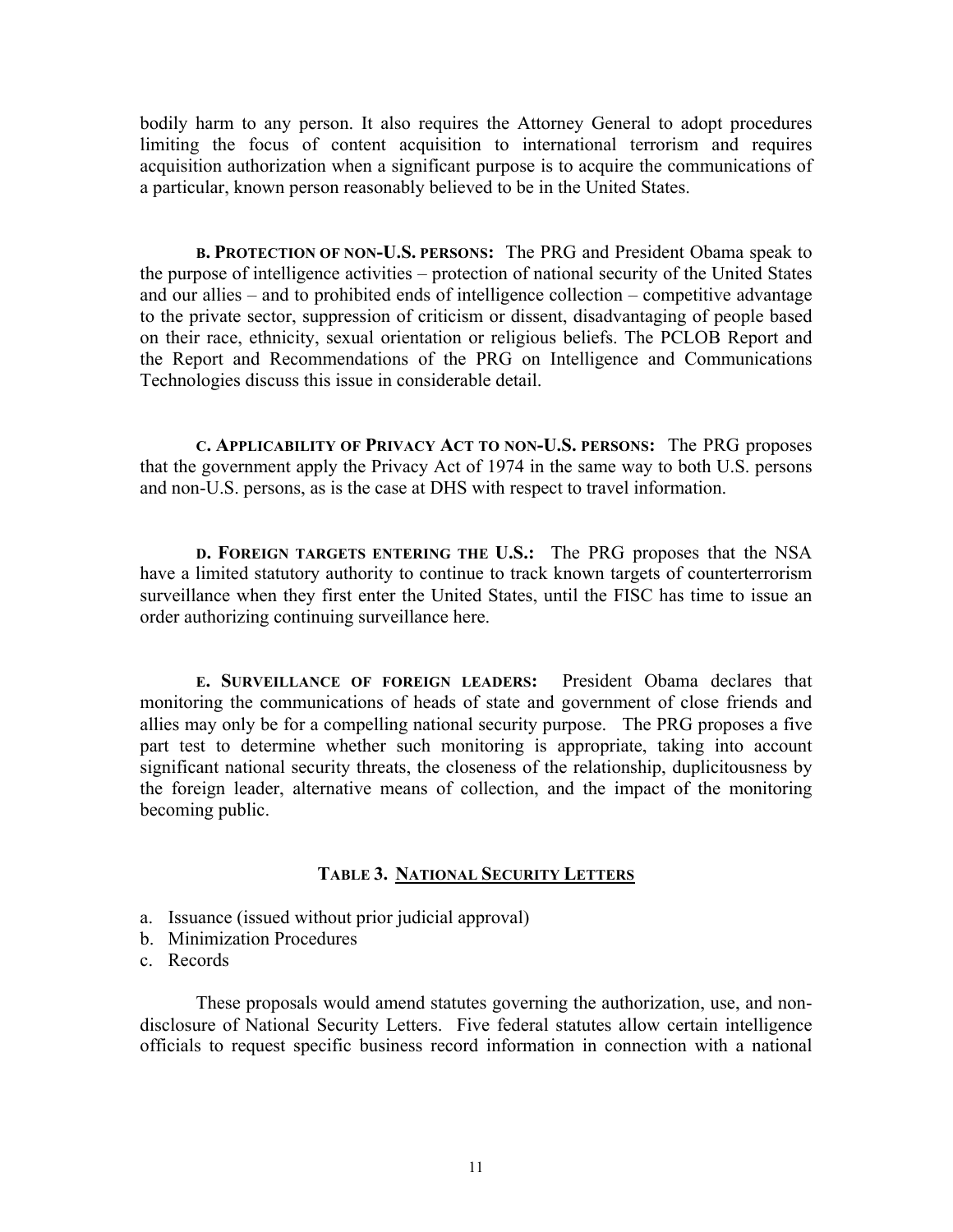bodily harm to any person. It also requires the Attorney General to adopt procedures limiting the focus of content acquisition to international terrorism and requires acquisition authorization when a significant purpose is to acquire the communications of a particular, known person reasonably believed to be in the United States.

**B. Protection of non-U.S. persons:** The PRG and President Obama speak to the purpose of intelligence activities – protection of national security of the United States and our allies – and to prohibited ends of intelligence collection – competitive advantage to the private sector, suppression of criticism or dissent, disadvantaging of people based on their race, ethnicity, sexual orientation or religious beliefs. The PCLOB Report and the Report and Recommendations of the PRG on Intelligence and Communications Technologies discuss this issue in considerable detail.

**C. Applicability of Privacy Act to non-U.S. persons:** The PRG proposes that the government apply the Privacy Act of 1974 in the same way to both U.S. persons and non-U.S. persons, as is the case at DHS with respect to travel information.

**D. Foreign targets entering the U.S.:** The PRG proposes that the NSA have a limited statutory authority to continue to track known targets of counterterrorism surveillance when they first enter the United States, until the FISC has time to issue an order authorizing continuing surveillance here.

**E. Surveillance of foreign leaders:** President Obama declares that monitoring the communications of heads of state and government of close friends and allies may only be for a compelling national security purpose. The PRG proposes a five part test to determine whether such monitoring is appropriate, taking into account significant national security threats, the closeness of the relationship, duplicitousness by the foreign leader, alternative means of collection, and the impact of the monitoring becoming public.

### Table 3. National Security Letters

a. Issuance (issued without prior judicial approval)
b. Minimization Procedures
c. Records

These proposals would amend statutes governing the authorization, use, and non-disclosure of National Security Letters. Five federal statutes allow certain intelligence officials to request specific business record information in connection with a national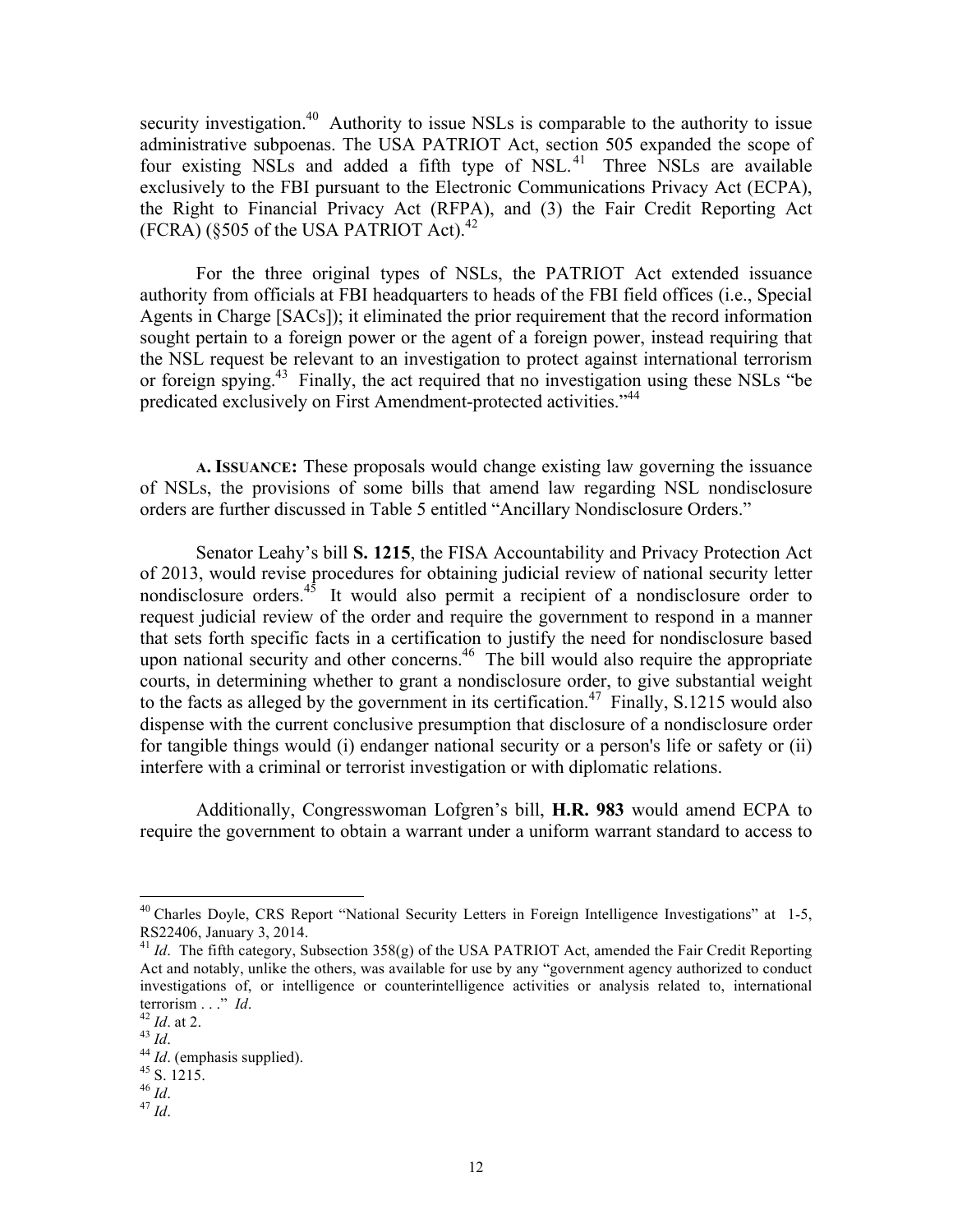security investigation.[40] Authority to issue NSLs is comparable to the authority to issue administrative subpoenas. The USA PATRIOT Act, section 505 expanded the scope of four existing NSLs and added a fifth type of NSL.[41] Three NSLs are available exclusively to the FBI pursuant to the Electronic Communications Privacy Act (ECPA), the Right to Financial Privacy Act (RFPA), and (3) the Fair Credit Reporting Act (FCRA) (§505 of the USA PATRIOT Act).[42]

For the three original types of NSLs, the PATRIOT Act extended issuance authority from officials at FBI headquarters to heads of the FBI field offices (i.e., Special Agents in Charge [SACs]); it eliminated the prior requirement that the record information sought pertain to a foreign power or the agent of a foreign power, instead requiring that the NSL request be relevant to an investigation to protect against international terrorism or foreign spying.[43] Finally, the act required that no investigation using these NSLs "be predicated exclusively on First Amendment-protected activities."[44]

**A. ISSUANCE:** These proposals would change existing law governing the issuance of NSLs, the provisions of some bills that amend law regarding NSL nondisclosure orders are further discussed in Table 5 entitled "Ancillary Nondisclosure Orders."

Senator Leahy's bill **S. 1215**, the FISA Accountability and Privacy Protection Act of 2013, would revise procedures for obtaining judicial review of national security letter nondisclosure orders.[45] It would also permit a recipient of a nondisclosure order to request judicial review of the order and require the government to respond in a manner that sets forth specific facts in a certification to justify the need for nondisclosure based upon national security and other concerns.[46] The bill would also require the appropriate courts, in determining whether to grant a nondisclosure order, to give substantial weight to the facts as alleged by the government in its certification.[47] Finally, S.1215 would also dispense with the current conclusive presumption that disclosure of a nondisclosure order for tangible things would (i) endanger national security or a person's life or safety or (ii) interfere with a criminal or terrorist investigation or with diplomatic relations.

Additionally, Congresswoman Lofgren's bill, **H.R. 983** would amend ECPA to require the government to obtain a warrant under a uniform warrant standard to access to

---

[40] Charles Doyle, CRS Report "National Security Letters in Foreign Intelligence Investigations" at 1-5, RS22406, January 3, 2014.

[41] *Id*. The fifth category, Subsection 358(g) of the USA PATRIOT Act, amended the Fair Credit Reporting Act and notably, unlike the others, was available for use by any "government agency authorized to conduct investigations of, or intelligence or counterintelligence activities or analysis related to, international terrorism . . ." *Id*.

[42] *Id*. at 2.

[43] *Id*.

[44] *Id*. (emphasis supplied).

[45] S. 1215.

[46] *Id*.

[47] *Id*.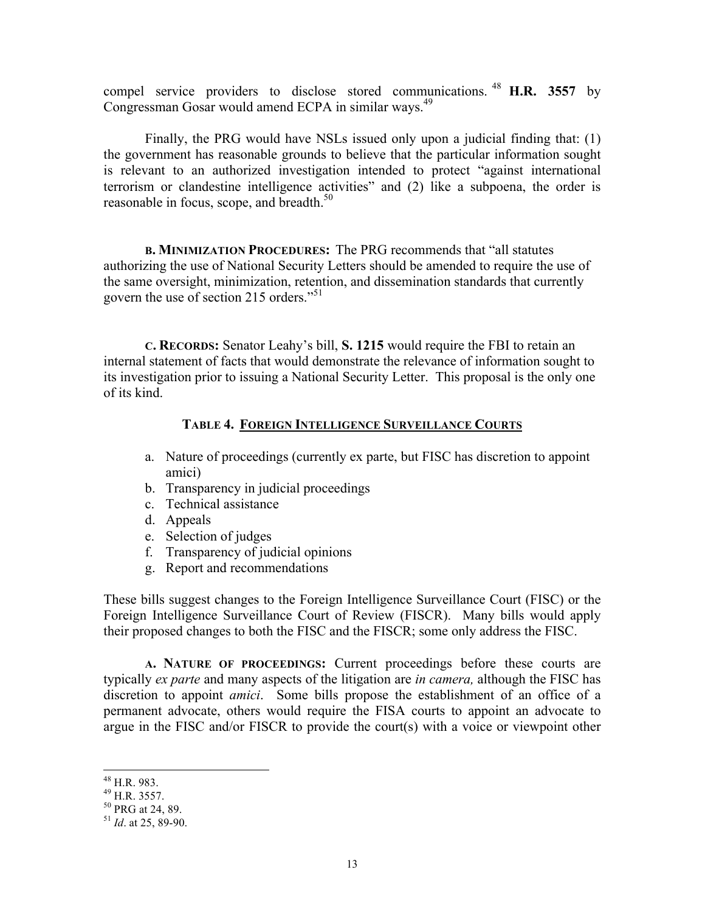compel service providers to disclose stored communications.[48] **H.R. 3557** by Congressman Gosar would amend ECPA in similar ways.[49]

Finally, the PRG would have NSLs issued only upon a judicial finding that: (1) the government has reasonable grounds to believe that the particular information sought is relevant to an authorized investigation intended to protect "against international terrorism or clandestine intelligence activities" and (2) like a subpoena, the order is reasonable in focus, scope, and breadth.[50]

**B. MINIMIZATION PROCEDURES:** The PRG recommends that "all statutes authorizing the use of National Security Letters should be amended to require the use of the same oversight, minimization, retention, and dissemination standards that currently govern the use of section 215 orders."[51]

**C. RECORDS:** Senator Leahy's bill, **S. 1215** would require the FBI to retain an internal statement of facts that would demonstrate the relevance of information sought to its investigation prior to issuing a National Security Letter. This proposal is the only one of its kind.

### TABLE 4. FOREIGN INTELLIGENCE SURVEILLANCE COURTS

a. Nature of proceedings (currently ex parte, but FISC has discretion to appoint amici)
b. Transparency in judicial proceedings
c. Technical assistance
d. Appeals
e. Selection of judges
f. Transparency of judicial opinions
g. Report and recommendations

These bills suggest changes to the Foreign Intelligence Surveillance Court (FISC) or the Foreign Intelligence Surveillance Court of Review (FISCR). Many bills would apply their proposed changes to both the FISC and the FISCR; some only address the FISC.

**A. NATURE OF PROCEEDINGS:** Current proceedings before these courts are typically *ex parte* and many aspects of the litigation are *in camera,* although the FISC has discretion to appoint *amici*. Some bills propose the establishment of an office of a permanent advocate, others would require the FISA courts to appoint an advocate to argue in the FISC and/or FISCR to provide the court(s) with a voice or viewpoint other

---

[48] H.R. 983.
[49] H.R. 3557.
[50] PRG at 24, 89.
[51] *Id*. at 25, 89-90.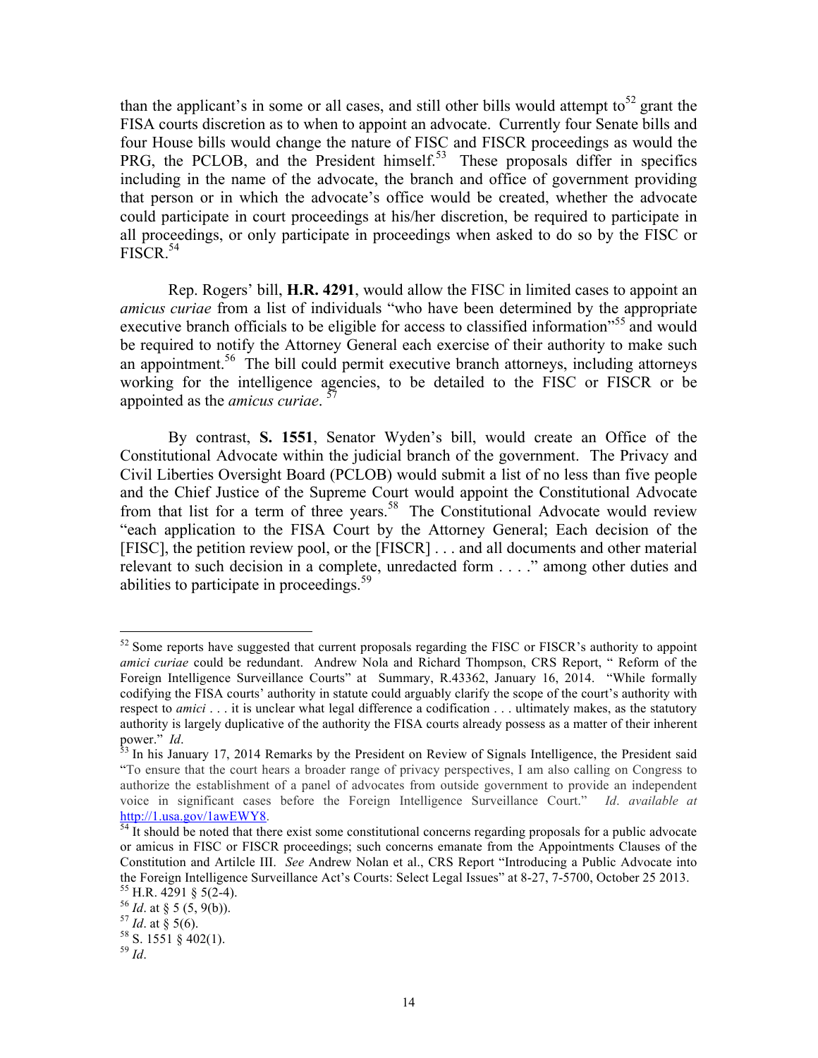than the applicant's in some or all cases, and still other bills would attempt to[52] grant the FISA courts discretion as to when to appoint an advocate. Currently four Senate bills and four House bills would change the nature of FISC and FISCR proceedings as would the PRG, the PCLOB, and the President himself.[53] These proposals differ in specifics including in the name of the advocate, the branch and office of government providing that person or in which the advocate's office would be created, whether the advocate could participate in court proceedings at his/her discretion, be required to participate in all proceedings, or only participate in proceedings when asked to do so by the FISC or FISCR.[54]

Rep. Rogers' bill, **H.R. 4291**, would allow the FISC in limited cases to appoint an *amicus curiae* from a list of individuals "who have been determined by the appropriate executive branch officials to be eligible for access to classified information"[55] and would be required to notify the Attorney General each exercise of their authority to make such an appointment.[56] The bill could permit executive branch attorneys, including attorneys working for the intelligence agencies, to be detailed to the FISC or FISCR or be appointed as the *amicus curiae*. [57]

By contrast, **S. 1551**, Senator Wyden's bill, would create an Office of the Constitutional Advocate within the judicial branch of the government. The Privacy and Civil Liberties Oversight Board (PCLOB) would submit a list of no less than five people and the Chief Justice of the Supreme Court would appoint the Constitutional Advocate from that list for a term of three years.[58] The Constitutional Advocate would review "each application to the FISA Court by the Attorney General; Each decision of the [FISC], the petition review pool, or the [FISCR] . . . and all documents and other material relevant to such decision in a complete, unredacted form . . . ." among other duties and abilities to participate in proceedings.[59]

---

[52] Some reports have suggested that current proposals regarding the FISC or FISCR's authority to appoint *amici curiae* could be redundant. Andrew Nola and Richard Thompson, CRS Report, " Reform of the Foreign Intelligence Surveillance Courts" at Summary, R.43362, January 16, 2014. "While formally codifying the FISA courts' authority in statute could arguably clarify the scope of the court's authority with respect to *amici* . . . it is unclear what legal difference a codification . . . ultimately makes, as the statutory authority is largely duplicative of the authority the FISA courts already possess as a matter of their inherent power." *Id*.

[53] In his January 17, 2014 Remarks by the President on Review of Signals Intelligence, the President said "To ensure that the court hears a broader range of privacy perspectives, I am also calling on Congress to authorize the establishment of a panel of advocates from outside government to provide an independent voice in significant cases before the Foreign Intelligence Surveillance Court." *Id*. *available at* http://1.usa.gov/1awEWY8.

[54] It should be noted that there exist some constitutional concerns regarding proposals for a public advocate or amicus in FISC or FISCR proceedings; such concerns emanate from the Appointments Clauses of the Constitution and Artilcle III. *See* Andrew Nolan et al., CRS Report "Introducing a Public Advocate into the Foreign Intelligence Surveillance Act's Courts: Select Legal Issues" at 8-27, 7-5700, October 25 2013.

[55] H.R. 4291 § 5(2-4).

[56] *Id*. at § 5 (5, 9(b)).

[57] *Id*. at § 5(6).

[58] S. 1551 § 402(1).

[59] *Id*.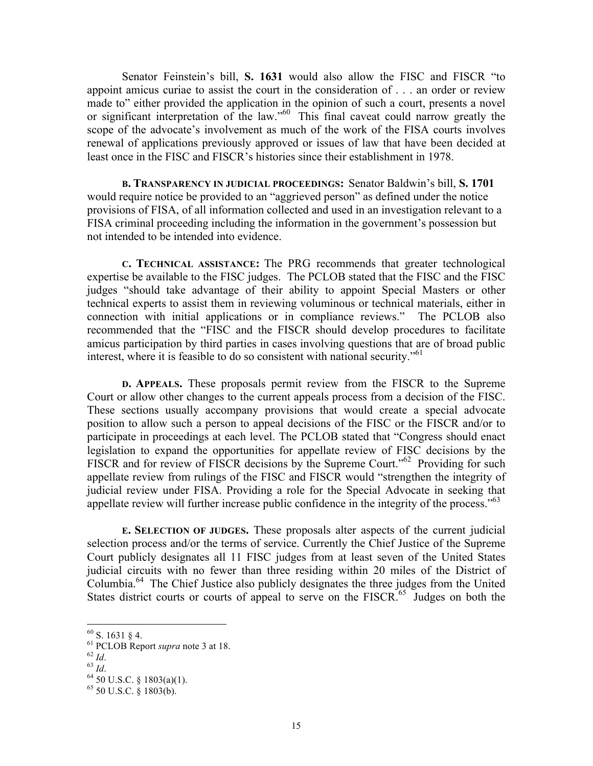Senator Feinstein's bill, **S. 1631** would also allow the FISC and FISCR "to appoint amicus curiae to assist the court in the consideration of . . . an order or review made to" either provided the application in the opinion of such a court, presents a novel or significant interpretation of the law."[60] This final caveat could narrow greatly the scope of the advocate's involvement as much of the work of the FISA courts involves renewal of applications previously approved or issues of law that have been decided at least once in the FISC and FISCR's histories since their establishment in 1978.

**B. TRANSPARENCY IN JUDICIAL PROCEEDINGS:** Senator Baldwin's bill, **S. 1701** would require notice be provided to an "aggrieved person" as defined under the notice provisions of FISA, of all information collected and used in an investigation relevant to a FISA criminal proceeding including the information in the government's possession but not intended to be intended into evidence.

**C. TECHNICAL ASSISTANCE:** The PRG recommends that greater technological expertise be available to the FISC judges. The PCLOB stated that the FISC and the FISC judges "should take advantage of their ability to appoint Special Masters or other technical experts to assist them in reviewing voluminous or technical materials, either in connection with initial applications or in compliance reviews." The PCLOB also recommended that the "FISC and the FISCR should develop procedures to facilitate amicus participation by third parties in cases involving questions that are of broad public interest, where it is feasible to do so consistent with national security."[61]

**D. APPEALS.** These proposals permit review from the FISCR to the Supreme Court or allow other changes to the current appeals process from a decision of the FISC. These sections usually accompany provisions that would create a special advocate position to allow such a person to appeal decisions of the FISC or the FISCR and/or to participate in proceedings at each level. The PCLOB stated that "Congress should enact legislation to expand the opportunities for appellate review of FISC decisions by the FISCR and for review of FISCR decisions by the Supreme Court."[62] Providing for such appellate review from rulings of the FISC and FISCR would "strengthen the integrity of judicial review under FISA. Providing a role for the Special Advocate in seeking that appellate review will further increase public confidence in the integrity of the process."[63]

**E. SELECTION OF JUDGES.** These proposals alter aspects of the current judicial selection process and/or the terms of service. Currently the Chief Justice of the Supreme Court publicly designates all 11 FISC judges from at least seven of the United States judicial circuits with no fewer than three residing within 20 miles of the District of Columbia.[64] The Chief Justice also publicly designates the three judges from the United States district courts or courts of appeal to serve on the FISCR.[65] Judges on both the

---

[60] S. 1631 § 4.

[61] PCLOB Report *supra* note 3 at 18.

[62] *Id*.

[63] *Id*.

[64] 50 U.S.C. § 1803(a)(1).

[65] 50 U.S.C. § 1803(b).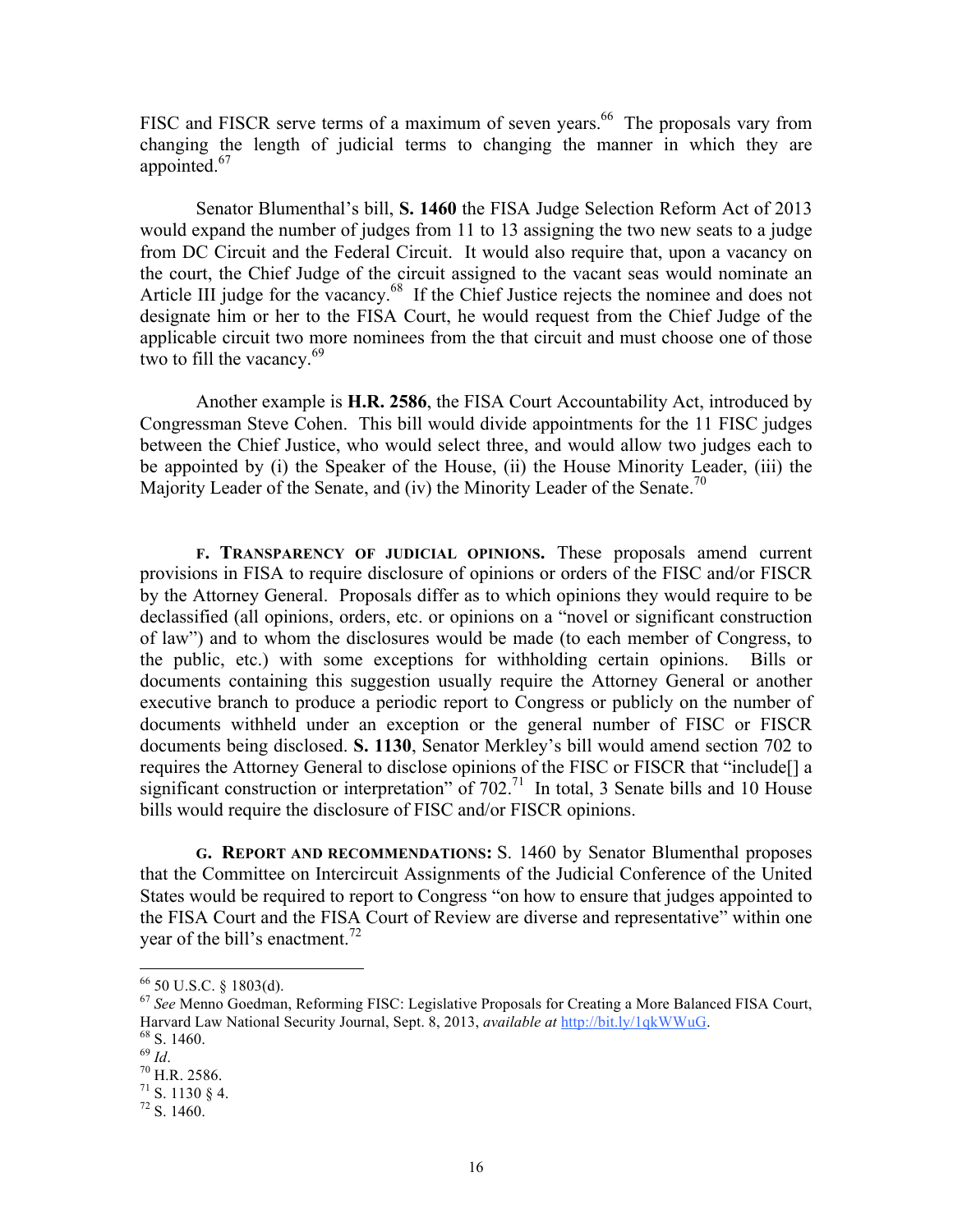FISC and FISCR serve terms of a maximum of seven years.[66] The proposals vary from changing the length of judicial terms to changing the manner in which they are appointed.[67]

Senator Blumenthal's bill, **S. 1460** the FISA Judge Selection Reform Act of 2013 would expand the number of judges from 11 to 13 assigning the two new seats to a judge from DC Circuit and the Federal Circuit. It would also require that, upon a vacancy on the court, the Chief Judge of the circuit assigned to the vacant seas would nominate an Article III judge for the vacancy.[68] If the Chief Justice rejects the nominee and does not designate him or her to the FISA Court, he would request from the Chief Judge of the applicable circuit two more nominees from the that circuit and must choose one of those two to fill the vacancy.[69]

Another example is **H.R. 2586**, the FISA Court Accountability Act, introduced by Congressman Steve Cohen. This bill would divide appointments for the 11 FISC judges between the Chief Justice, who would select three, and would allow two judges each to be appointed by (i) the Speaker of the House, (ii) the House Minority Leader, (iii) the Majority Leader of the Senate, and (iv) the Minority Leader of the Senate.[70]

**F. TRANSPARENCY OF JUDICIAL OPINIONS.** These proposals amend current provisions in FISA to require disclosure of opinions or orders of the FISC and/or FISCR by the Attorney General. Proposals differ as to which opinions they would require to be declassified (all opinions, orders, etc. or opinions on a "novel or significant construction of law") and to whom the disclosures would be made (to each member of Congress, to the public, etc.) with some exceptions for withholding certain opinions. Bills or documents containing this suggestion usually require the Attorney General or another executive branch to produce a periodic report to Congress or publicly on the number of documents withheld under an exception or the general number of FISC or FISCR documents being disclosed. **S. 1130**, Senator Merkley's bill would amend section 702 to requires the Attorney General to disclose opinions of the FISC or FISCR that "include[] a significant construction or interpretation" of 702.[71] In total, 3 Senate bills and 10 House bills would require the disclosure of FISC and/or FISCR opinions.

**G. REPORT AND RECOMMENDATIONS:** S. 1460 by Senator Blumenthal proposes that the Committee on Intercircuit Assignments of the Judicial Conference of the United States would be required to report to Congress "on how to ensure that judges appointed to the FISA Court and the FISA Court of Review are diverse and representative" within one year of the bill's enactment.[72]

---

[66] 50 U.S.C. § 1803(d).

[67] *See* Menno Goedman, Reforming FISC: Legislative Proposals for Creating a More Balanced FISA Court, Harvard Law National Security Journal, Sept. 8, 2013, *available at* http://bit.ly/1qkWWuG.

[68] S. 1460.

[69] *Id*.

[70] H.R. 2586.

[71] S. 1130 § 4.

[72] S. 1460.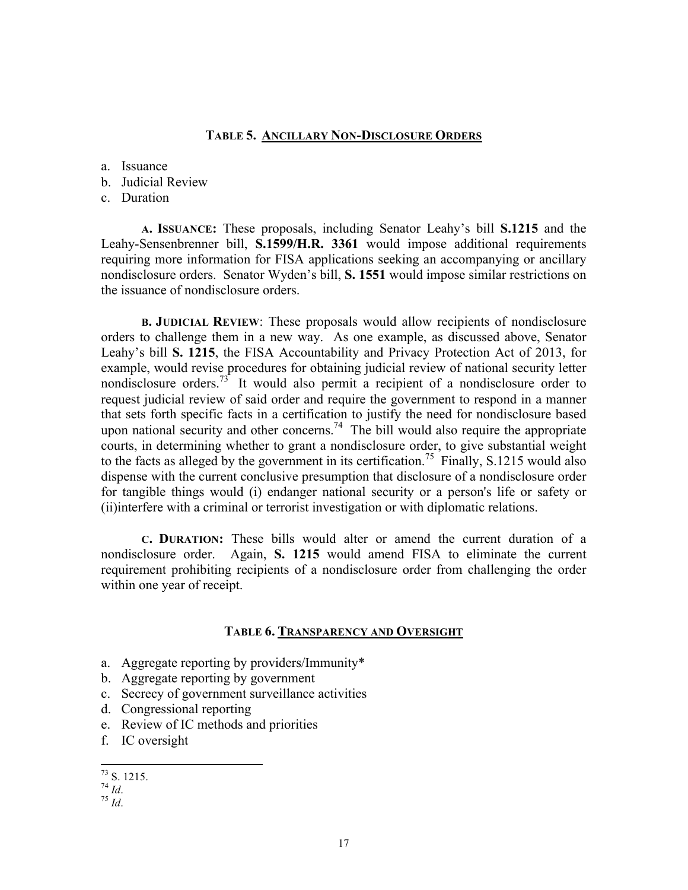## TABLE 5. ANCILLARY NON-DISCLOSURE ORDERS

a. Issuance
b. Judicial Review
c. Duration

**A. ISSUANCE:** These proposals, including Senator Leahy's bill **S.1215** and the Leahy-Sensenbrenner bill, **S.1599/H.R. 3361** would impose additional requirements requiring more information for FISA applications seeking an accompanying or ancillary nondisclosure orders. Senator Wyden's bill, **S. 1551** would impose similar restrictions on the issuance of nondisclosure orders.

**B. JUDICIAL REVIEW**: These proposals would allow recipients of nondisclosure orders to challenge them in a new way. As one example, as discussed above, Senator Leahy's bill **S. 1215**, the FISA Accountability and Privacy Protection Act of 2013, for example, would revise procedures for obtaining judicial review of national security letter nondisclosure orders.[73] It would also permit a recipient of a nondisclosure order to request judicial review of said order and require the government to respond in a manner that sets forth specific facts in a certification to justify the need for nondisclosure based upon national security and other concerns.[74] The bill would also require the appropriate courts, in determining whether to grant a nondisclosure order, to give substantial weight to the facts as alleged by the government in its certification.[75] Finally, S.1215 would also dispense with the current conclusive presumption that disclosure of a nondisclosure order for tangible things would (i) endanger national security or a person's life or safety or (ii)interfere with a criminal or terrorist investigation or with diplomatic relations.

**C. DURATION:** These bills would alter or amend the current duration of a nondisclosure order. Again, **S. 1215** would amend FISA to eliminate the current requirement prohibiting recipients of a nondisclosure order from challenging the order within one year of receipt.

## TABLE 6. TRANSPARENCY AND OVERSIGHT

a. Aggregate reporting by providers/Immunity*
b. Aggregate reporting by government
c. Secrecy of government surveillance activities
d. Congressional reporting
e. Review of IC methods and priorities
f. IC oversight

---

[73] S. 1215.
[74] *Id*.
[75] *Id*.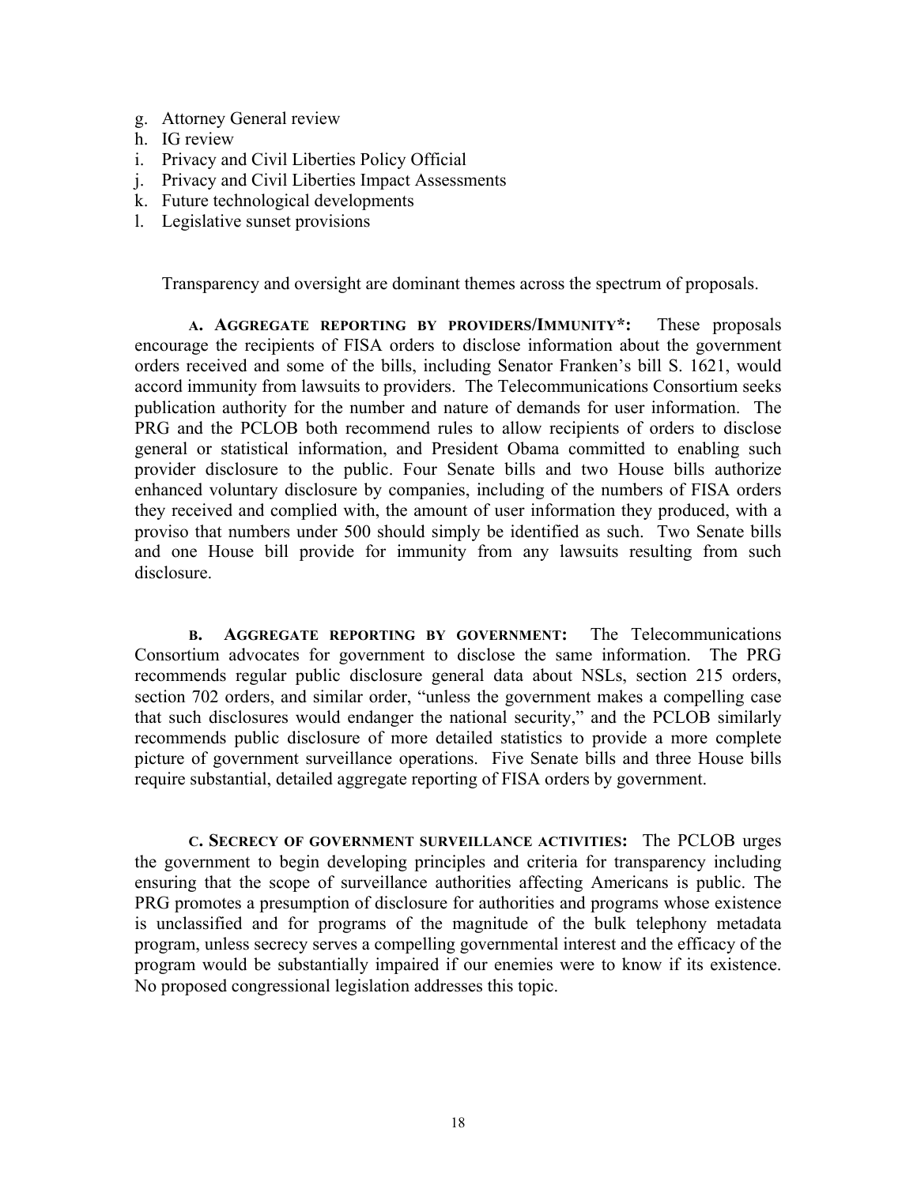g. Attorney General review
h. IG review
i. Privacy and Civil Liberties Policy Official
j. Privacy and Civil Liberties Impact Assessments
k. Future technological developments
l. Legislative sunset provisions

Transparency and oversight are dominant themes across the spectrum of proposals.

**A. AGGREGATE REPORTING BY PROVIDERS/IMMUNITY*:** These proposals encourage the recipients of FISA orders to disclose information about the government orders received and some of the bills, including Senator Franken's bill S. 1621, would accord immunity from lawsuits to providers. The Telecommunications Consortium seeks publication authority for the number and nature of demands for user information. The PRG and the PCLOB both recommend rules to allow recipients of orders to disclose general or statistical information, and President Obama committed to enabling such provider disclosure to the public. Four Senate bills and two House bills authorize enhanced voluntary disclosure by companies, including of the numbers of FISA orders they received and complied with, the amount of user information they produced, with a proviso that numbers under 500 should simply be identified as such. Two Senate bills and one House bill provide for immunity from any lawsuits resulting from such disclosure.

**B. AGGREGATE REPORTING BY GOVERNMENT:** The Telecommunications Consortium advocates for government to disclose the same information. The PRG recommends regular public disclosure general data about NSLs, section 215 orders, section 702 orders, and similar order, "unless the government makes a compelling case that such disclosures would endanger the national security," and the PCLOB similarly recommends public disclosure of more detailed statistics to provide a more complete picture of government surveillance operations. Five Senate bills and three House bills require substantial, detailed aggregate reporting of FISA orders by government.

**C. SECRECY OF GOVERNMENT SURVEILLANCE ACTIVITIES:** The PCLOB urges the government to begin developing principles and criteria for transparency including ensuring that the scope of surveillance authorities affecting Americans is public. The PRG promotes a presumption of disclosure for authorities and programs whose existence is unclassified and for programs of the magnitude of the bulk telephony metadata program, unless secrecy serves a compelling governmental interest and the efficacy of the program would be substantially impaired if our enemies were to know if its existence. No proposed congressional legislation addresses this topic.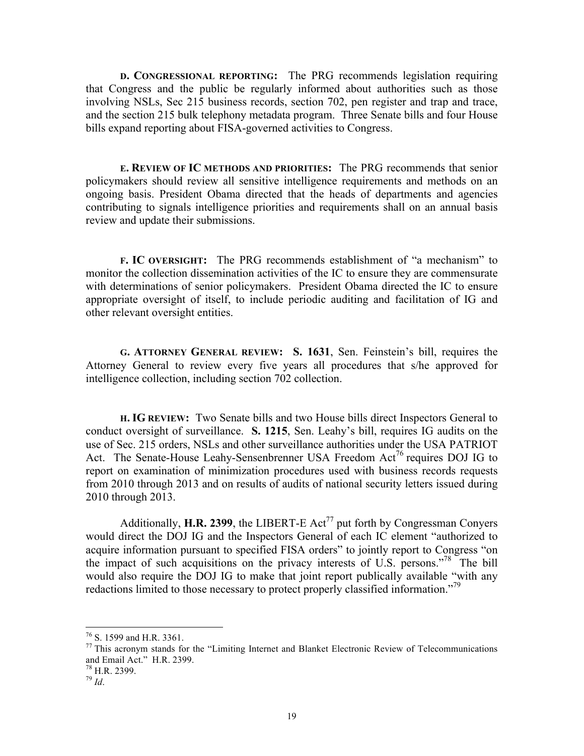**D. CONGRESSIONAL REPORTING:** The PRG recommends legislation requiring that Congress and the public be regularly informed about authorities such as those involving NSLs, Sec 215 business records, section 702, pen register and trap and trace, and the section 215 bulk telephony metadata program. Three Senate bills and four House bills expand reporting about FISA-governed activities to Congress.

**E. REVIEW OF IC METHODS AND PRIORITIES:** The PRG recommends that senior policymakers should review all sensitive intelligence requirements and methods on an ongoing basis. President Obama directed that the heads of departments and agencies contributing to signals intelligence priorities and requirements shall on an annual basis review and update their submissions.

**F. IC OVERSIGHT:** The PRG recommends establishment of "a mechanism" to monitor the collection dissemination activities of the IC to ensure they are commensurate with determinations of senior policymakers. President Obama directed the IC to ensure appropriate oversight of itself, to include periodic auditing and facilitation of IG and other relevant oversight entities.

**G. ATTORNEY GENERAL REVIEW:** **S. 1631**, Sen. Feinstein's bill, requires the Attorney General to review every five years all procedures that s/he approved for intelligence collection, including section 702 collection.

**H. IG REVIEW:** Two Senate bills and two House bills direct Inspectors General to conduct oversight of surveillance. **S. 1215**, Sen. Leahy's bill, requires IG audits on the use of Sec. 215 orders, NSLs and other surveillance authorities under the USA PATRIOT Act. The Senate-House Leahy-Sensenbrenner USA Freedom Act[76] requires DOJ IG to report on examination of minimization procedures used with business records requests from 2010 through 2013 and on results of audits of national security letters issued during 2010 through 2013.

Additionally, **H.R. 2399**, the LIBERT-E Act[77] put forth by Congressman Conyers would direct the DOJ IG and the Inspectors General of each IC element "authorized to acquire information pursuant to specified FISA orders" to jointly report to Congress "on the impact of such acquisitions on the privacy interests of U.S. persons."[78] The bill would also require the DOJ IG to make that joint report publically available "with any redactions limited to those necessary to protect properly classified information."[79]

---

[76] S. 1599 and H.R. 3361.

[77] This acronym stands for the "Limiting Internet and Blanket Electronic Review of Telecommunications and Email Act." H.R. 2399.

[78] H.R. 2399.

[79] *Id*.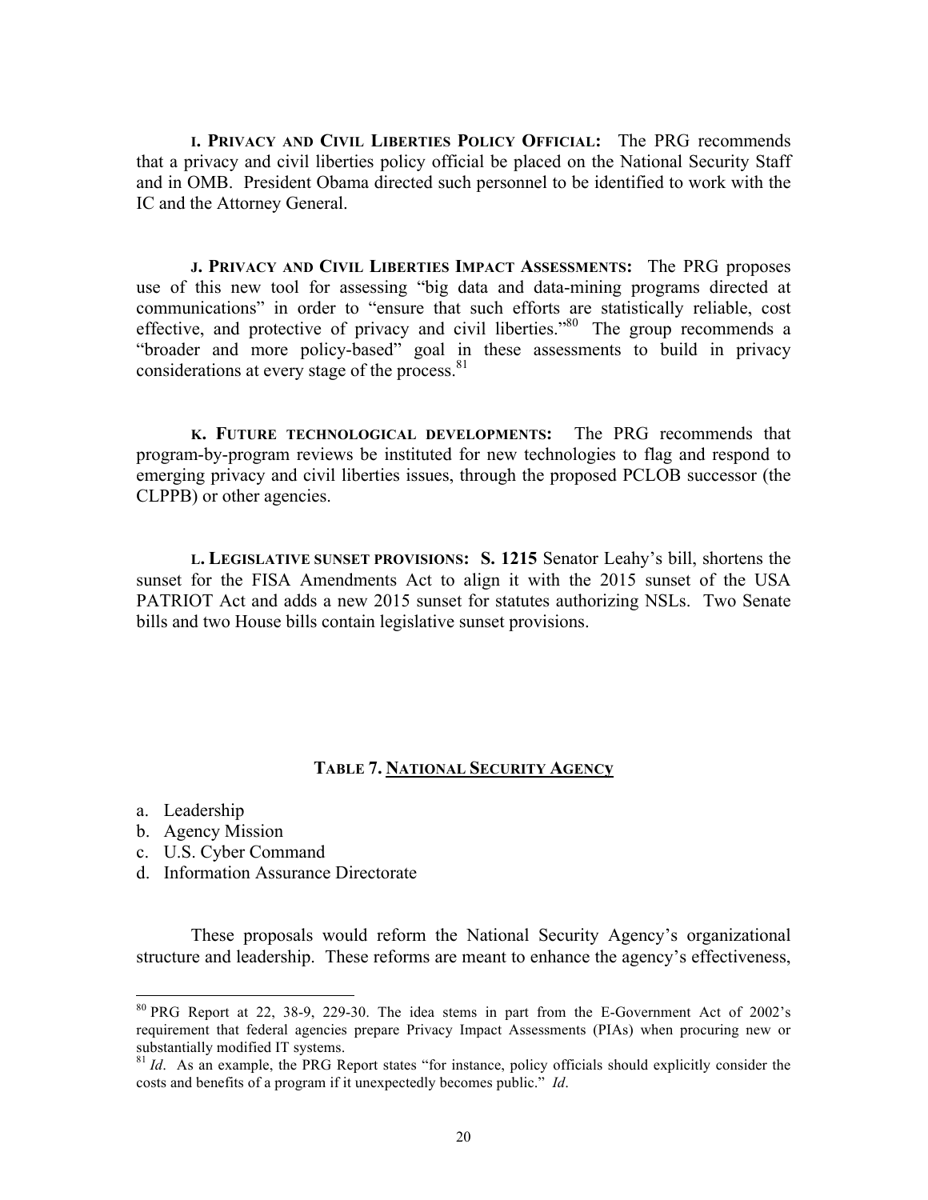**I. PRIVACY AND CIVIL LIBERTIES POLICY OFFICIAL:** The PRG recommends that a privacy and civil liberties policy official be placed on the National Security Staff and in OMB. President Obama directed such personnel to be identified to work with the IC and the Attorney General.

**J. PRIVACY AND CIVIL LIBERTIES IMPACT ASSESSMENTS:** The PRG proposes use of this new tool for assessing "big data and data-mining programs directed at communications" in order to "ensure that such efforts are statistically reliable, cost effective, and protective of privacy and civil liberties."[80] The group recommends a "broader and more policy-based" goal in these assessments to build in privacy considerations at every stage of the process.[81]

**K. FUTURE TECHNOLOGICAL DEVELOPMENTS:** The PRG recommends that program-by-program reviews be instituted for new technologies to flag and respond to emerging privacy and civil liberties issues, through the proposed PCLOB successor (the CLPPB) or other agencies.

**L. LEGISLATIVE SUNSET PROVISIONS: S. 1215** Senator Leahy's bill, shortens the sunset for the FISA Amendments Act to align it with the 2015 sunset of the USA PATRIOT Act and adds a new 2015 sunset for statutes authorizing NSLs. Two Senate bills and two House bills contain legislative sunset provisions.

## TABLE 7. NATIONAL SECURITY AGENCY

a. Leadership
b. Agency Mission
c. U.S. Cyber Command
d. Information Assurance Directorate

These proposals would reform the National Security Agency's organizational structure and leadership. These reforms are meant to enhance the agency's effectiveness,

---

[80] PRG Report at 22, 38-9, 229-30. The idea stems in part from the E-Government Act of 2002's requirement that federal agencies prepare Privacy Impact Assessments (PIAs) when procuring new or substantially modified IT systems.

[81] *Id*. As an example, the PRG Report states "for instance, policy officials should explicitly consider the costs and benefits of a program if it unexpectedly becomes public." *Id*.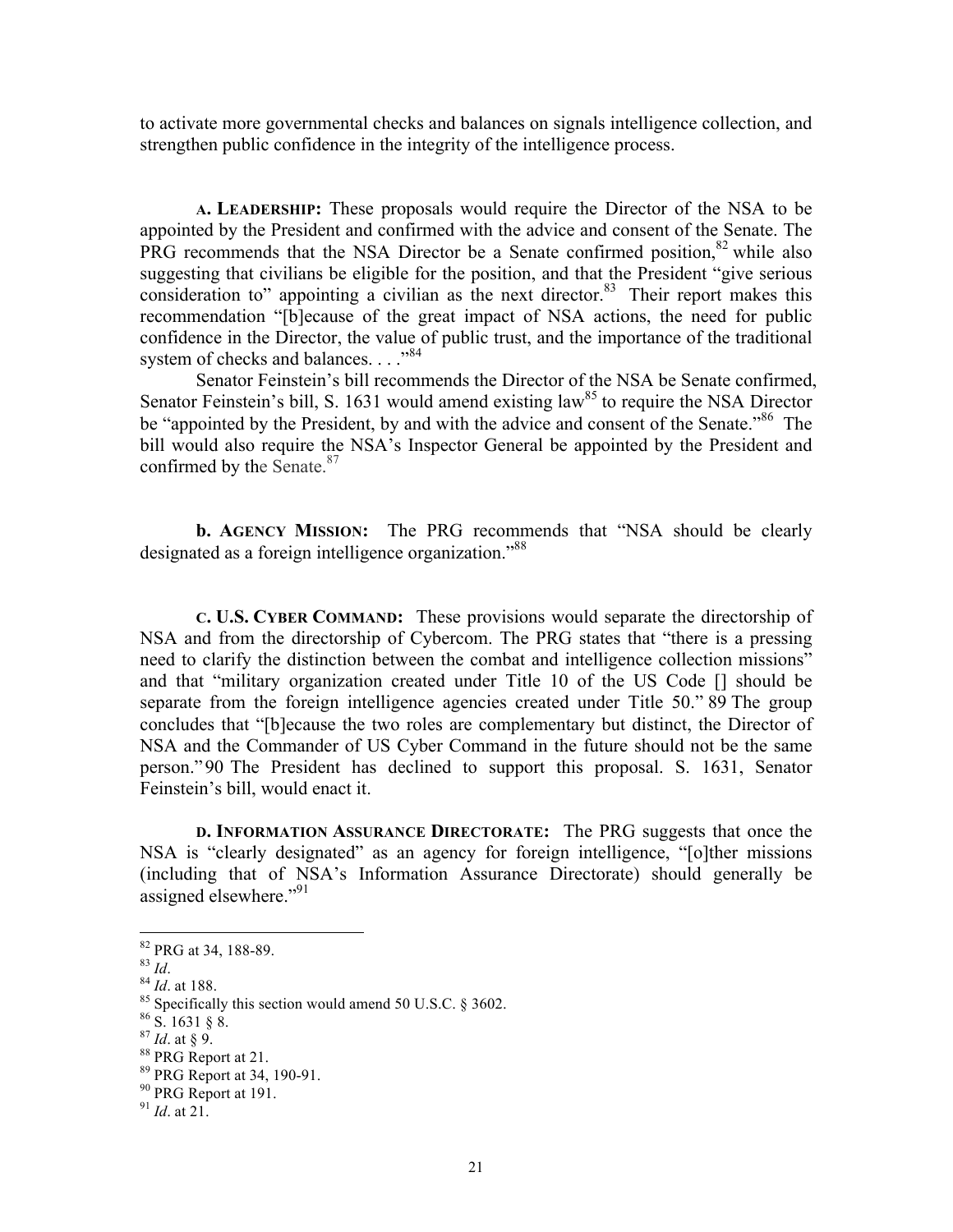to activate more governmental checks and balances on signals intelligence collection, and strengthen public confidence in the integrity of the intelligence process.

**A. LEADERSHIP:** These proposals would require the Director of the NSA to be appointed by the President and confirmed with the advice and consent of the Senate. The PRG recommends that the NSA Director be a Senate confirmed position,[82] while also suggesting that civilians be eligible for the position, and that the President "give serious consideration to" appointing a civilian as the next director.[83] Their report makes this recommendation "[b]ecause of the great impact of NSA actions, the need for public confidence in the Director, the value of public trust, and the importance of the traditional system of checks and balances. . . ."[84]

Senator Feinstein's bill recommends the Director of the NSA be Senate confirmed, Senator Feinstein's bill, S. 1631 would amend existing law[85] to require the NSA Director be "appointed by the President, by and with the advice and consent of the Senate."[86] The bill would also require the NSA's Inspector General be appointed by the President and confirmed by the Senate.[87]

**b. AGENCY MISSION:** The PRG recommends that "NSA should be clearly designated as a foreign intelligence organization."[88]

**C. U.S. CYBER COMMAND:** These provisions would separate the directorship of NSA and from the directorship of Cybercom. The PRG states that "there is a pressing need to clarify the distinction between the combat and intelligence collection missions" and that "military organization created under Title 10 of the US Code [] should be separate from the foreign intelligence agencies created under Title 50." 89 The group concludes that "[b]ecause the two roles are complementary but distinct, the Director of NSA and the Commander of US Cyber Command in the future should not be the same person." 90 The President has declined to support this proposal. S. 1631, Senator Feinstein's bill, would enact it.

**D. INFORMATION ASSURANCE DIRECTORATE:** The PRG suggests that once the NSA is "clearly designated" as an agency for foreign intelligence, "[o]ther missions (including that of NSA's Information Assurance Directorate) should generally be assigned elsewhere."[91]

---

[82] PRG at 34, 188-89.
[83] *Id*.
[84] *Id*. at 188.
[85] Specifically this section would amend 50 U.S.C. § 3602.
[86] S. 1631 § 8.
[87] *Id*. at § 9.
[88] PRG Report at 21.
[89] PRG Report at 34, 190-91.
[90] PRG Report at 191.
[91] *Id*. at 21.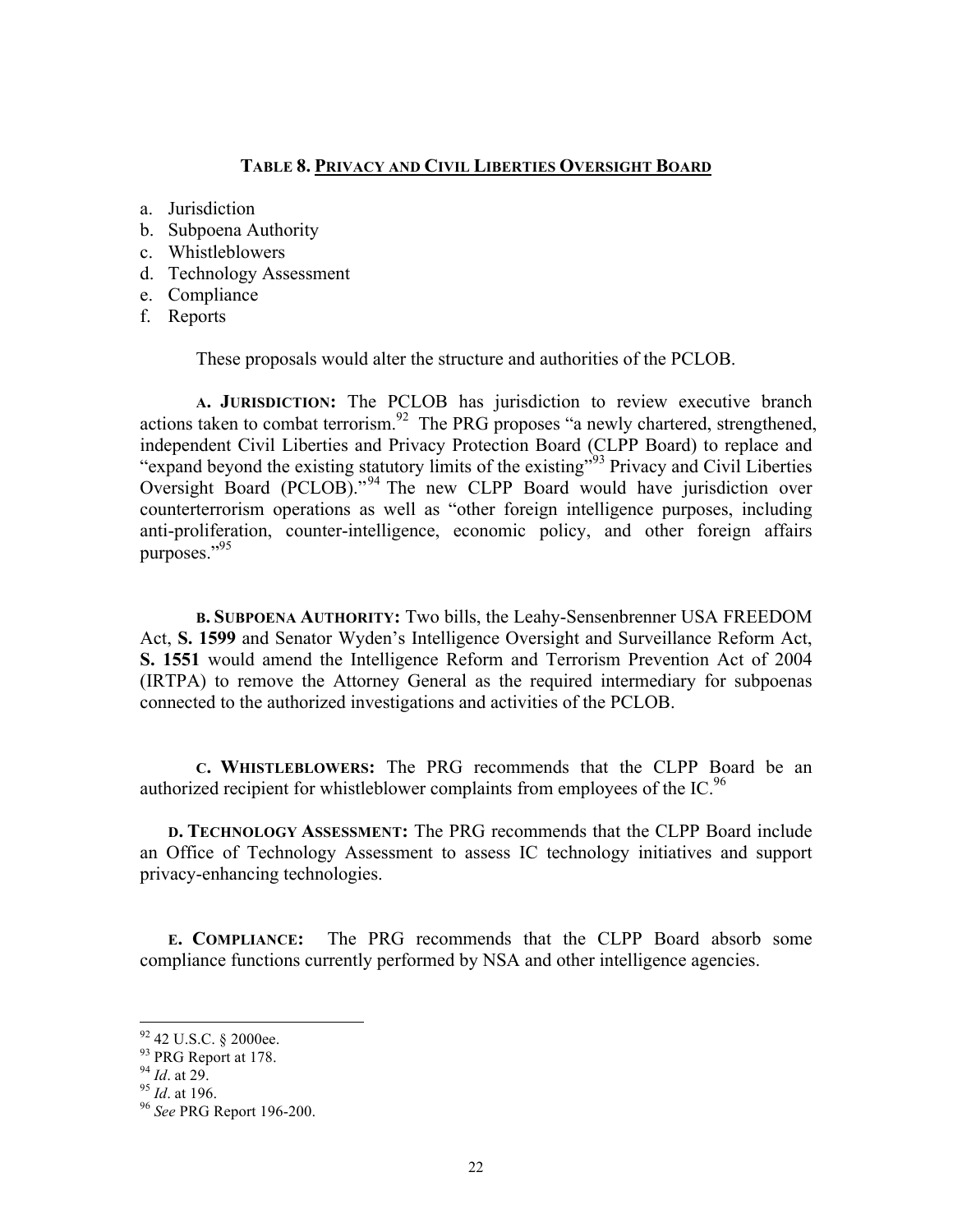### **TABLE 8. PRIVACY AND CIVIL LIBERTIES OVERSIGHT BOARD**

a. Jurisdiction
b. Subpoena Authority
c. Whistleblowers
d. Technology Assessment
e. Compliance
f. Reports

These proposals would alter the structure and authorities of the PCLOB.

**A. JURISDICTION:** The PCLOB has jurisdiction to review executive branch actions taken to combat terrorism.[92] The PRG proposes "a newly chartered, strengthened, independent Civil Liberties and Privacy Protection Board (CLPP Board) to replace and "expand beyond the existing statutory limits of the existing"[93] Privacy and Civil Liberties Oversight Board (PCLOB)."[94] The new CLPP Board would have jurisdiction over counterterrorism operations as well as "other foreign intelligence purposes, including anti-proliferation, counter-intelligence, economic policy, and other foreign affairs purposes."[95]

**B. SUBPOENA AUTHORITY:** Two bills, the Leahy-Sensenbrenner USA FREEDOM Act, **S. 1599** and Senator Wyden's Intelligence Oversight and Surveillance Reform Act, **S. 1551** would amend the Intelligence Reform and Terrorism Prevention Act of 2004 (IRTPA) to remove the Attorney General as the required intermediary for subpoenas connected to the authorized investigations and activities of the PCLOB.

**C. WHISTLEBLOWERS:** The PRG recommends that the CLPP Board be an authorized recipient for whistleblower complaints from employees of the IC.[96]

**D. TECHNOLOGY ASSESSMENT:** The PRG recommends that the CLPP Board include an Office of Technology Assessment to assess IC technology initiatives and support privacy-enhancing technologies.

**E. COMPLIANCE:** The PRG recommends that the CLPP Board absorb some compliance functions currently performed by NSA and other intelligence agencies.

---

[92] 42 U.S.C. § 2000ee.
[93] PRG Report at 178.
[94] *Id*. at 29.
[95] *Id*. at 196.
[96] *See* PRG Report 196-200.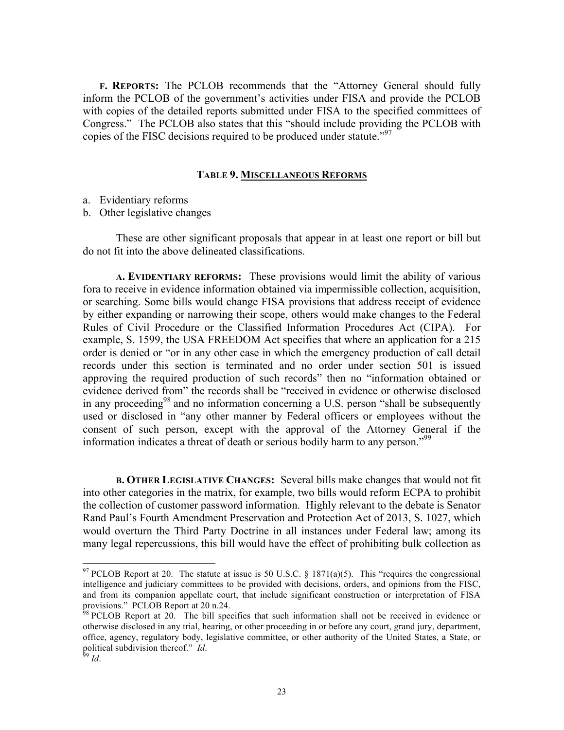**F. REPORTS:** The PCLOB recommends that the "Attorney General should fully inform the PCLOB of the government's activities under FISA and provide the PCLOB with copies of the detailed reports submitted under FISA to the specified committees of Congress." The PCLOB also states that this "should include providing the PCLOB with copies of the FISC decisions required to be produced under statute."[97]

### TABLE 9. MISCELLANEOUS REFORMS

a. Evidentiary reforms
b. Other legislative changes

These are other significant proposals that appear in at least one report or bill but do not fit into the above delineated classifications.

**A. EVIDENTIARY REFORMS:** These provisions would limit the ability of various fora to receive in evidence information obtained via impermissible collection, acquisition, or searching. Some bills would change FISA provisions that address receipt of evidence by either expanding or narrowing their scope, others would make changes to the Federal Rules of Civil Procedure or the Classified Information Procedures Act (CIPA). For example, S. 1599, the USA FREEDOM Act specifies that where an application for a 215 order is denied or "or in any other case in which the emergency production of call detail records under this section is terminated and no order under section 501 is issued approving the required production of such records" then no "information obtained or evidence derived from" the records shall be "received in evidence or otherwise disclosed in any proceeding[98] and no information concerning a U.S. person "shall be subsequently used or disclosed in "any other manner by Federal officers or employees without the consent of such person, except with the approval of the Attorney General if the information indicates a threat of death or serious bodily harm to any person."[99]

**B. OTHER LEGISLATIVE CHANGES:** Several bills make changes that would not fit into other categories in the matrix, for example, two bills would reform ECPA to prohibit the collection of customer password information. Highly relevant to the debate is Senator Rand Paul's Fourth Amendment Preservation and Protection Act of 2013, S. 1027, which would overturn the Third Party Doctrine in all instances under Federal law; among its many legal repercussions, this bill would have the effect of prohibiting bulk collection as

---

[97] PCLOB Report at 20. The statute at issue is 50 U.S.C. § 1871(a)(5). This "requires the congressional intelligence and judiciary committees to be provided with decisions, orders, and opinions from the FISC, and from its companion appellate court, that include significant construction or interpretation of FISA provisions." PCLOB Report at 20 n.24.

[98] PCLOB Report at 20. The bill specifies that such information shall not be received in evidence or otherwise disclosed in any trial, hearing, or other proceeding in or before any court, grand jury, department, office, agency, regulatory body, legislative committee, or other authority of the United States, a State, or political subdivision thereof." *Id*.

[99] *Id*.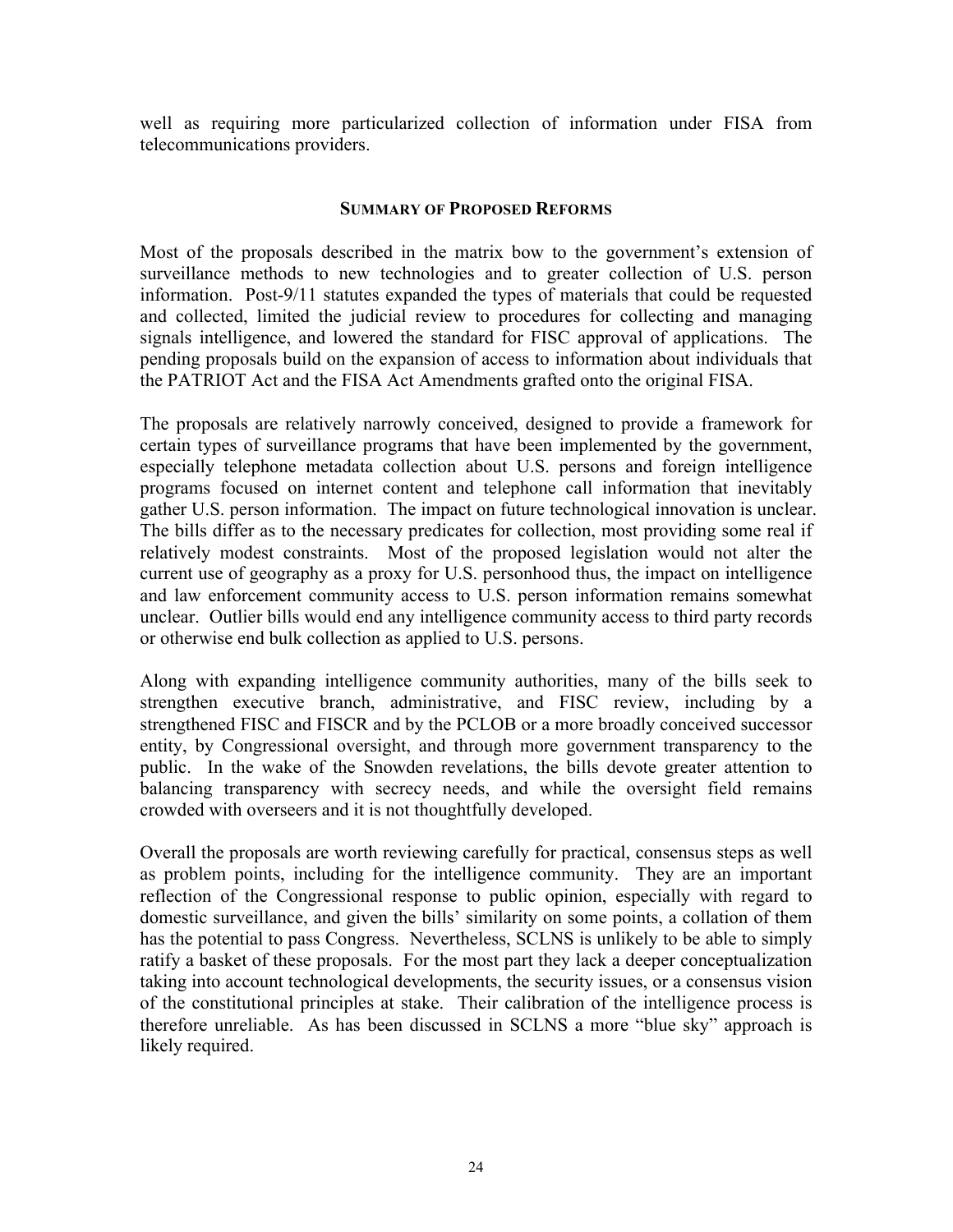well as requiring more particularized collection of information under FISA from telecommunications providers.

## SUMMARY OF PROPOSED REFORMS

Most of the proposals described in the matrix bow to the government's extension of surveillance methods to new technologies and to greater collection of U.S. person information. Post-9/11 statutes expanded the types of materials that could be requested and collected, limited the judicial review to procedures for collecting and managing signals intelligence, and lowered the standard for FISC approval of applications. The pending proposals build on the expansion of access to information about individuals that the PATRIOT Act and the FISA Act Amendments grafted onto the original FISA.

The proposals are relatively narrowly conceived, designed to provide a framework for certain types of surveillance programs that have been implemented by the government, especially telephone metadata collection about U.S. persons and foreign intelligence programs focused on internet content and telephone call information that inevitably gather U.S. person information. The impact on future technological innovation is unclear. The bills differ as to the necessary predicates for collection, most providing some real if relatively modest constraints. Most of the proposed legislation would not alter the current use of geography as a proxy for U.S. personhood thus, the impact on intelligence and law enforcement community access to U.S. person information remains somewhat unclear. Outlier bills would end any intelligence community access to third party records or otherwise end bulk collection as applied to U.S. persons.

Along with expanding intelligence community authorities, many of the bills seek to strengthen executive branch, administrative, and FISC review, including by a strengthened FISC and FISCR and by the PCLOB or a more broadly conceived successor entity, by Congressional oversight, and through more government transparency to the public. In the wake of the Snowden revelations, the bills devote greater attention to balancing transparency with secrecy needs, and while the oversight field remains crowded with overseers and it is not thoughtfully developed.

Overall the proposals are worth reviewing carefully for practical, consensus steps as well as problem points, including for the intelligence community. They are an important reflection of the Congressional response to public opinion, especially with regard to domestic surveillance, and given the bills' similarity on some points, a collation of them has the potential to pass Congress. Nevertheless, SCLNS is unlikely to be able to simply ratify a basket of these proposals. For the most part they lack a deeper conceptualization taking into account technological developments, the security issues, or a consensus vision of the constitutional principles at stake. Their calibration of the intelligence process is therefore unreliable. As has been discussed in SCLNS a more "blue sky" approach is likely required.